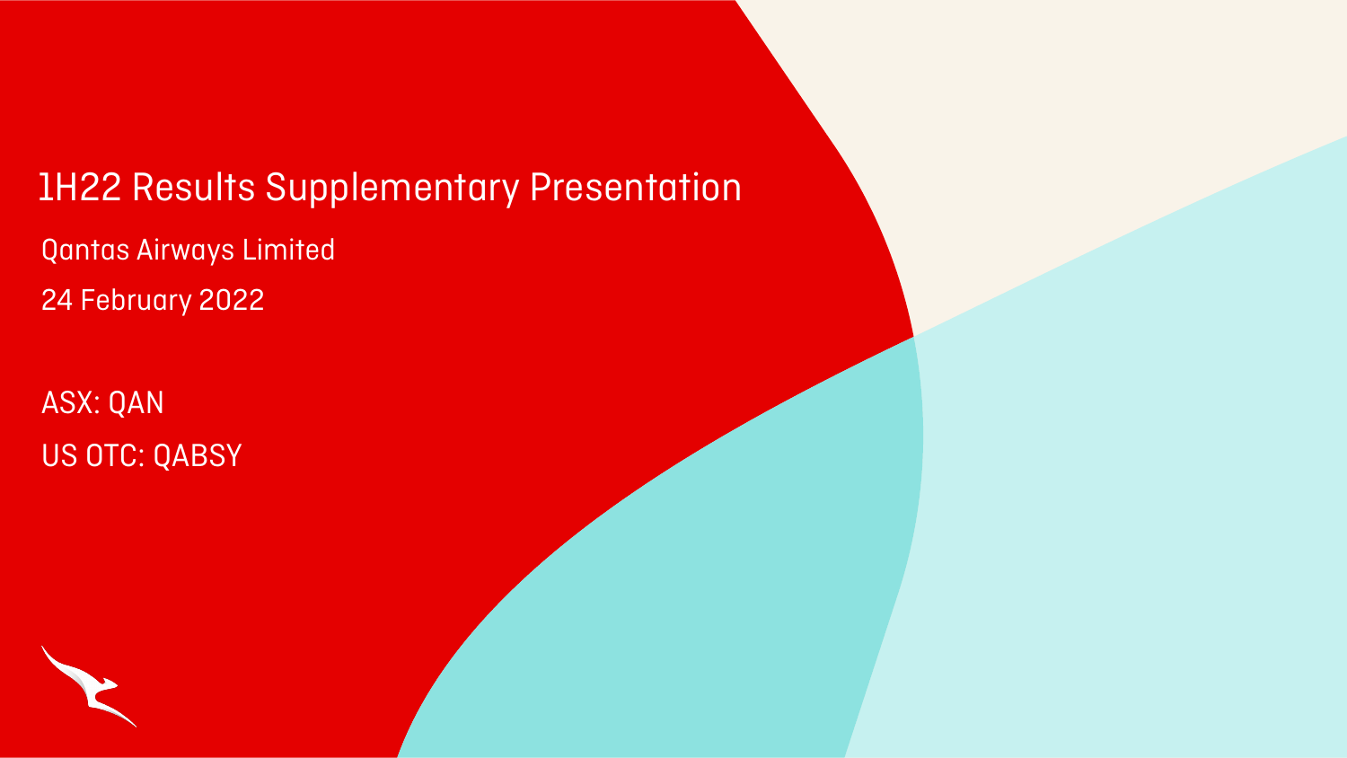# 1H22 Results Supplementary Presentation

Qantas Airways Limited

24 February 2022

ASX: QAN

US OTC: QABSY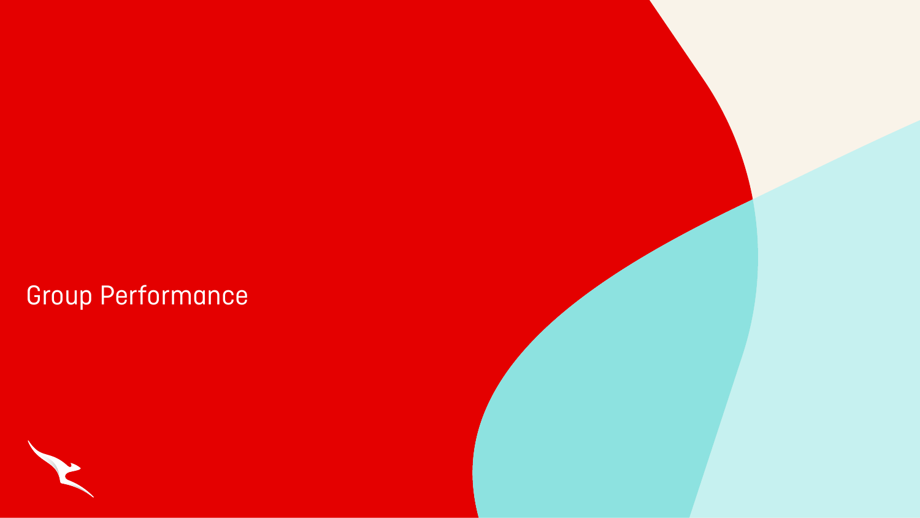# Group Performance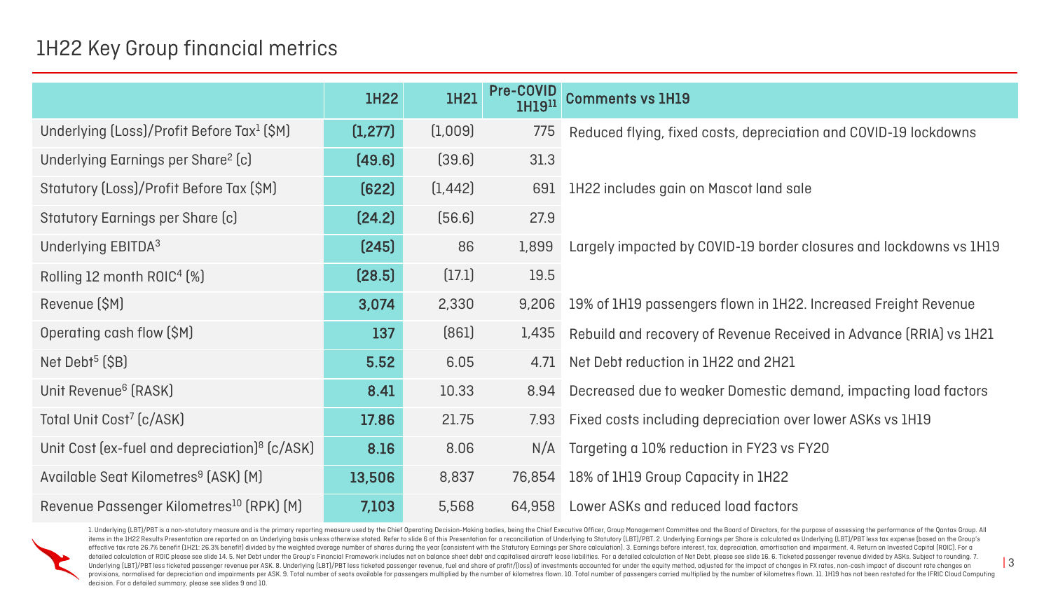# 1H22 Key Group financial metrics

| | 1H22 | 1H21 | Pre-COVID 1H19[11] | Comments vs 1H19 |
|---|---|---|---|---|
| Underlying (Loss)/Profit Before Tax[1] ($M) | **(1,277)** | (1,009) | 775 | Reduced flying, fixed costs, depreciation and COVID-19 lockdowns |
| Underlying Earnings per Share[2] (c) | **(49.6)** | (39.6) | 31.3 | |
| Statutory (Loss)/Profit Before Tax ($M) | **(622)** | (1,442) | 691 | 1H22 includes gain on Mascot land sale |
| Statutory Earnings per Share (c) | **(24.2)** | (56.6) | 27.9 | |
| Underlying EBITDA[3] | **(245)** | 86 | 1,899 | Largely impacted by COVID-19 border closures and lockdowns vs 1H19 |
| Rolling 12 month ROIC[4] (%) | **(28.5)** | (17.1) | 19.5 | |
| Revenue ($M) | **3,074** | 2,330 | 9,206 | 19% of 1H19 passengers flown in 1H22. Increased Freight Revenue |
| Operating cash flow ($M) | **137** | (861) | 1,435 | Rebuild and recovery of Revenue Received in Advance (RRIA) vs 1H21 |
| Net Debt[5] ($B) | **5.52** | 6.05 | 4.71 | Net Debt reduction in 1H22 and 2H21 |
| Unit Revenue[6] (RASK) | **8.41** | 10.33 | 8.94 | Decreased due to weaker Domestic demand, impacting load factors |
| Total Unit Cost[7] (c/ASK) | **17.86** | 21.75 | 7.93 | Fixed costs including depreciation over lower ASKs vs 1H19 |
| Unit Cost (ex-fuel and depreciation)[8] (c/ASK) | **8.16** | 8.06 | N/A | Targeting a 10% reduction in FY23 vs FY20 |
| Available Seat Kilometres[9] (ASK) (M) | **13,506** | 8,837 | 76,854 | 18% of 1H19 Group Capacity in 1H22 |
| Revenue Passenger Kilometres[10] (RPK) (M) | **7,103** | 5,568 | 64,958 | Lower ASKs and reduced load factors |

1. Underlying (LBT)/PBT is a non-statutory measure and is the primary reporting measure used by the Chief Operating Decision-Making bodies, being the Chief Executive Officer, Group Management Committee and the Board of Directors, for the purpose of assessing the performance of the Qantas Group. All items in the 1H22 Results Presentation are reported on an Underlying basis unless otherwise stated. Refer to slide 6 of this Presentation for a reconciliation of Underlying to Statutory (LBT)/PBT. 2. Underlying Earnings per Share is calculated as Underlying (LBT)/PBT less tax expense (based on the Group's effective tax rate 26.7% benefit (1H21: 26.3% benefit) divided by the weighted average number of shares during the year (consistent with the Statutory Earnings per Share calculation). 3. Earnings before interest, tax, depreciation, amortisation and impairment. 4. Return on Invested Capital (ROIC). For a detailed calculation of ROIC please see slide 14. 5. Net Debt under the Group's Financial Framework includes net on balance sheet debt and capitalised aircraft lease liabilities. For a detailed calculation of Net Debt, please see slide 16. 6. Ticketed passenger revenue divided by ASKs. Subject to rounding. 7. Underlying (LBT)/PBT less ticketed passenger revenue per ASK. 8. Underlying (LBT)/PBT less ticketed passenger revenue, fuel and share of profit/(loss) of investments accounted for under the equity method, adjusted for the impact of changes in FX rates, non-cash impact of discount rate changes on provisions, normalised for depreciation and impairments per ASK. 9. Total number of seats available for passengers multiplied by the number of kilometres flown. 10. Total number of passengers carried multiplied by the number of kilometres flown. 11. 1H19 has not been restated for the IFRIC Cloud Computing decision. For a detailed summary, please see slides 9 and 10.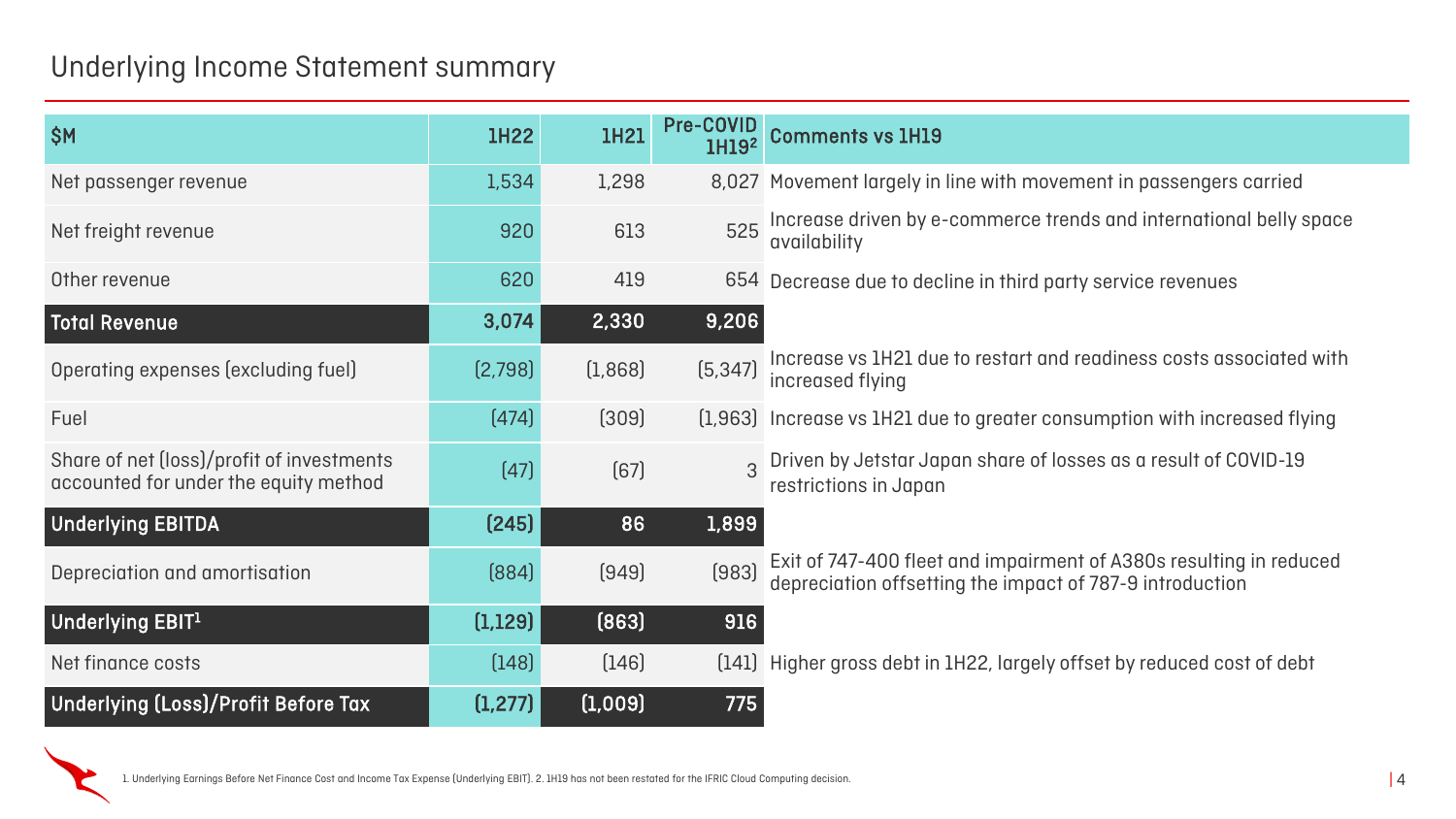# Underlying Income Statement summary

| $M | 1H22 | 1H21 | Pre-COVID 1H19[2] | Comments vs 1H19 |
|---|---|---|---|---|
| Net passenger revenue | 1,534 | 1,298 | 8,027 | Movement largely in line with movement in passengers carried |
| Net freight revenue | 920 | 613 | 525 | Increase driven by e-commerce trends and international belly space availability |
| Other revenue | 620 | 419 | 654 | Decrease due to decline in third party service revenues |
| **Total Revenue** | **3,074** | **2,330** | **9,206** | |
| Operating expenses (excluding fuel) | (2,798) | (1,868) | (5,347) | Increase vs 1H21 due to restart and readiness costs associated with increased flying |
| Fuel | (474) | (309) | (1,963) | Increase vs 1H21 due to greater consumption with increased flying |
| Share of net (loss)/profit of investments accounted for under the equity method | (47) | (67) | 3 | Driven by Jetstar Japan share of losses as a result of COVID-19 restrictions in Japan |
| **Underlying EBITDA** | **(245)** | **86** | **1,899** | |
| Depreciation and amortisation | (884) | (949) | (983) | Exit of 747-400 fleet and impairment of A380s resulting in reduced depreciation offsetting the impact of 787-9 introduction |
| **Underlying EBIT[1]** | **(1,129)** | **(863)** | **916** | |
| Net finance costs | (148) | (146) | (141) | Higher gross debt in 1H22, largely offset by reduced cost of debt |
| **Underlying (Loss)/Profit Before Tax** | **(1,277)** | **(1,009)** | **775** | |

1. Underlying Earnings Before Net Finance Cost and Income Tax Expense (Underlying EBIT). 2. 1H19 has not been restated for the IFRIC Cloud Computing decision.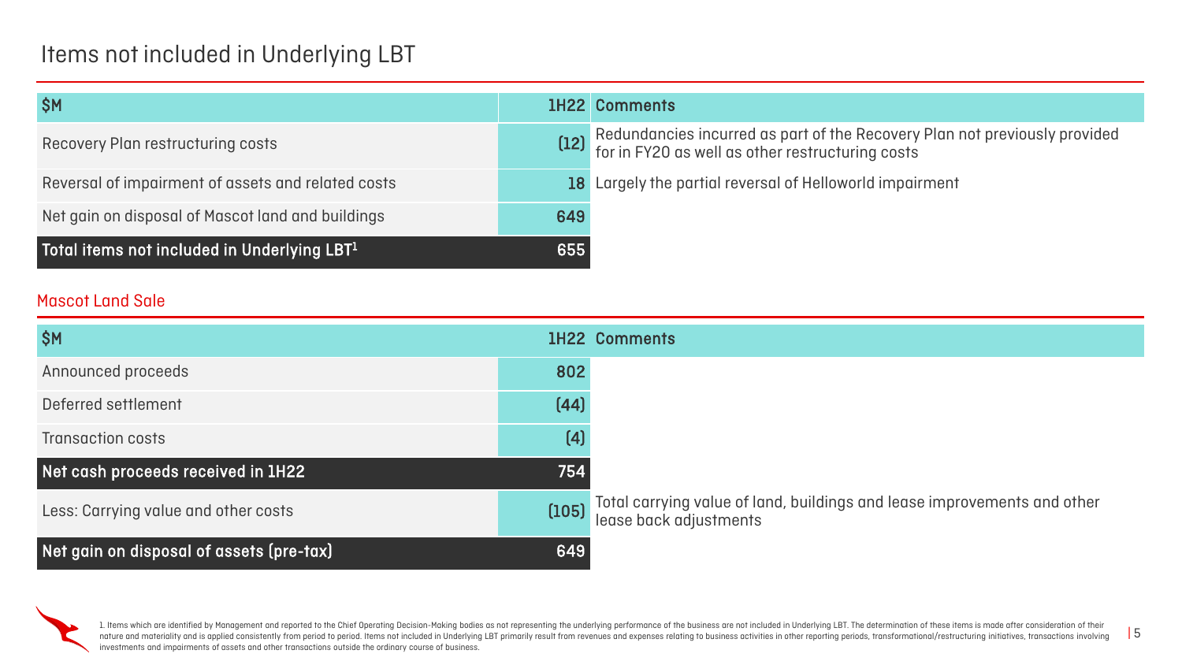# Items not included in Underlying LBT

| $M | 1H22 | Comments |
|---|---|---|
| Recovery Plan restructuring costs | (12) | Redundancies incurred as part of the Recovery Plan not previously provided for in FY20 as well as other restructuring costs |
| Reversal of impairment of assets and related costs | 18 | Largely the partial reversal of Helloworld impairment |
| Net gain on disposal of Mascot land and buildings | 649 | |
| **Total items not included in Underlying LBT[1]** | **655** | |

## Mascot Land Sale

| $M | 1H22 | Comments |
|---|---|---|
| Announced proceeds | 802 | |
| Deferred settlement | (44) | |
| Transaction costs | (4) | |
| **Net cash proceeds received in 1H22** | **754** | |
| Less: Carrying value and other costs | (105) | Total carrying value of land, buildings and lease improvements and other lease back adjustments |
| **Net gain on disposal of assets (pre-tax)** | **649** | |

1. Items which are identified by Management and reported to the Chief Operating Decision-Making bodies as not representing the underlying performance of the business are not included in Underlying LBT. The determination of these items is made after consideration of their nature and materiality and is applied consistently from period to period. Items not included in Underlying LBT primarily result from revenues and expenses relating to business activities in other reporting periods, transformational/restructuring initiatives, transactions involving investments and impairments of assets and other transactions outside the ordinary course of business.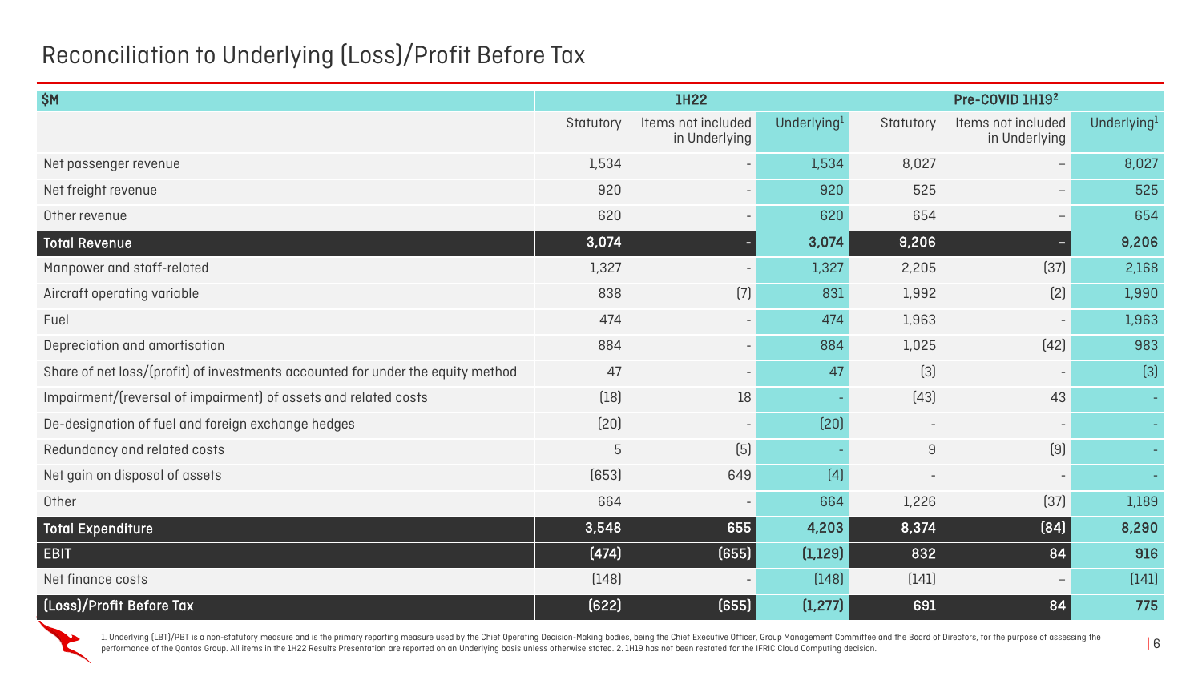# Reconciliation to Underlying (Loss)/Profit Before Tax

| $M | 1H22 | | | Pre-COVID 1H19[2] | | |
|---|---|---|---|---|---|---|
| | Statutory | Items not included in Underlying | Underlying[1] | Statutory | Items not included in Underlying | Underlying[1] |
| Net passenger revenue | 1,534 | - | 1,534 | 8,027 | – | 8,027 |
| Net freight revenue | 920 | - | 920 | 525 | – | 525 |
| Other revenue | 620 | - | 620 | 654 | – | 654 |
| **Total Revenue** | **3,074** | **-** | **3,074** | **9,206** | **–** | **9,206** |
| Manpower and staff-related | 1,327 | - | 1,327 | 2,205 | (37) | 2,168 |
| Aircraft operating variable | 838 | (7) | 831 | 1,992 | (2) | 1,990 |
| Fuel | 474 | - | 474 | 1,963 | - | 1,963 |
| Depreciation and amortisation | 884 | - | 884 | 1,025 | (42) | 983 |
| Share of net loss/(profit) of investments accounted for under the equity method | 47 | - | 47 | (3) | - | (3) |
| Impairment/(reversal of impairment) of assets and related costs | (18) | 18 | - | (43) | 43 | - |
| De-designation of fuel and foreign exchange hedges | (20) | - | (20) | - | - | - |
| Redundancy and related costs | 5 | (5) | - | 9 | (9) | - |
| Net gain on disposal of assets | (653) | 649 | (4) | - | - | - |
| Other | 664 | - | 664 | 1,226 | (37) | 1,189 |
| **Total Expenditure** | **3,548** | **655** | **4,203** | **8,374** | **(84)** | **8,290** |
| **EBIT** | **(474)** | **(655)** | **(1,129)** | **832** | **84** | **916** |
| Net finance costs | (148) | - | (148) | (141) | – | (141) |
| **(Loss)/Profit Before Tax** | **(622)** | **(655)** | **(1,277)** | **691** | **84** | **775** |

1. Underlying (LBT)/PBT is a non-statutory measure and is the primary reporting measure used by the Chief Operating Decision-Making bodies, being the Chief Executive Officer, Group Management Committee and the Board of Directors, for the purpose of assessing the performance of the Qantas Group. All items in the 1H22 Results Presentation are reported on an Underlying basis unless otherwise stated. 2. 1H19 has not been restated for the IFRIC Cloud Computing decision.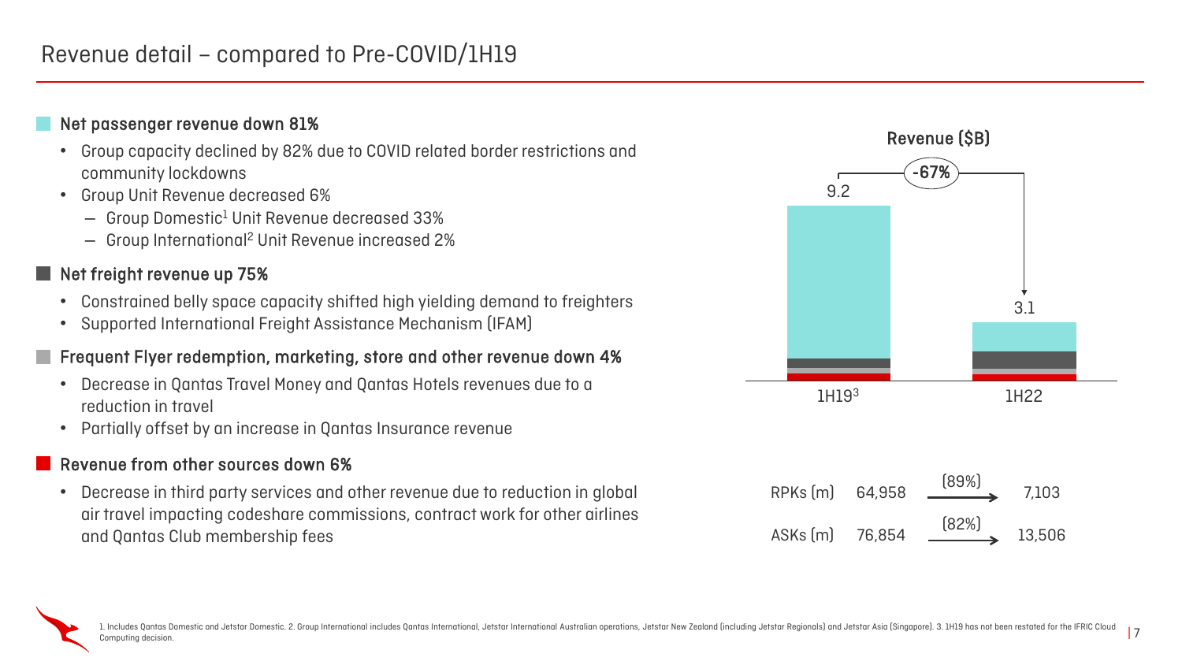# Revenue detail – compared to Pre-COVID/1H19

**Net passenger revenue down 81%**

- Group capacity declined by 82% due to COVID related border restrictions and community lockdowns
- Group Unit Revenue decreased 6%
  - Group Domestic[1] Unit Revenue decreased 33%
  - Group International[2] Unit Revenue increased 2%

**Net freight revenue up 75%**

- Constrained belly space capacity shifted high yielding demand to freighters
- Supported International Freight Assistance Mechanism (IFAM)

**Frequent Flyer redemption, marketing, store and other revenue down 4%**

- Decrease in Qantas Travel Money and Qantas Hotels revenues due to a reduction in travel
- Partially offset by an increase in Qantas Insurance revenue

**Revenue from other sources down 6%**

- Decrease in third party services and other revenue due to reduction in global air travel impacting codeshare commissions, contract work for other airlines and Qantas Club membership fees

**Revenue ($B)**

| | 1H19[3] | 1H22 |
|---|---|---|
| Revenue ($B) | 9.2 | 3.1 |

-67%

| | 1H19 | Change | 1H22 |
|---|---|---|---|
| RPKs (m) | 64,958 | (89%) | 7,103 |
| ASKs (m) | 76,854 | (82%) | 13,506 |

1. Includes Qantas Domestic and Jetstar Domestic. 2. Group International includes Qantas International, Jetstar International Australian operations, Jetstar New Zealand (including Jetstar Regionals) and Jetstar Asia (Singapore). 3. 1H19 has not been restated for the IFRIC Cloud Computing decision.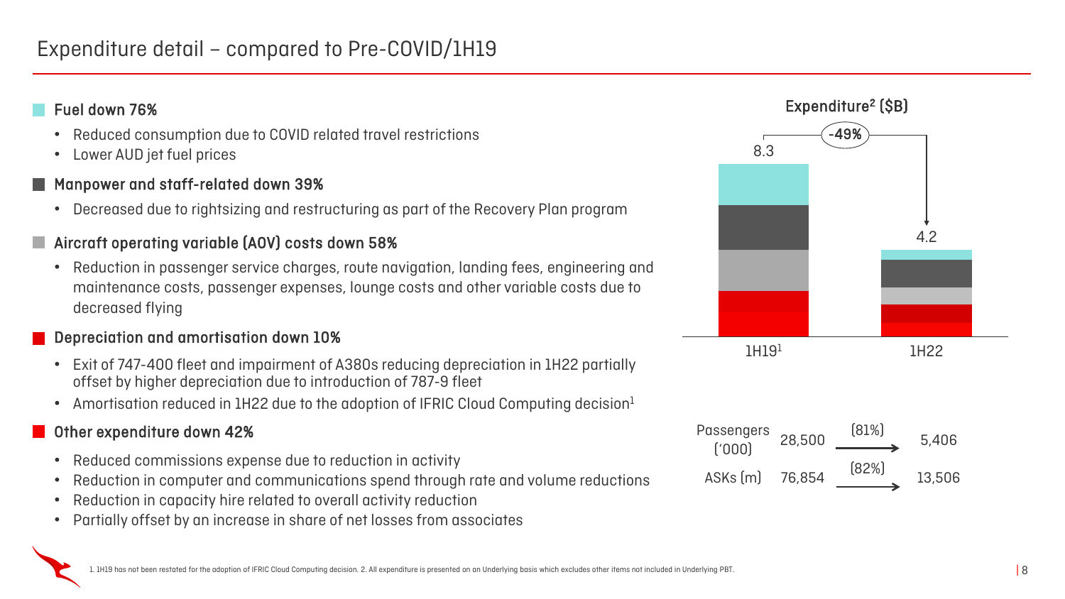# Expenditure detail – compared to Pre-COVID/1H19

**Fuel down 76%**

- Reduced consumption due to COVID related travel restrictions
- Lower AUD jet fuel prices

**Manpower and staff-related down 39%**

- Decreased due to rightsizing and restructuring as part of the Recovery Plan program

**Aircraft operating variable (AOV) costs down 58%**

- Reduction in passenger service charges, route navigation, landing fees, engineering and maintenance costs, passenger expenses, lounge costs and other variable costs due to decreased flying

**Depreciation and amortisation down 10%**

- Exit of 747-400 fleet and impairment of A380s reducing depreciation in 1H22 partially offset by higher depreciation due to introduction of 787-9 fleet
- Amortisation reduced in 1H22 due to the adoption of IFRIC Cloud Computing decision[1]

**Other expenditure down 42%**

- Reduced commissions expense due to reduction in activity
- Reduction in computer and communications spend through rate and volume reductions
- Reduction in capacity hire related to overall activity reduction
- Partially offset by an increase in share of net losses from associates

**Expenditure[2] ($B)**

| | 1H19[1] | 1H22 |
|---|---|---|
| Expenditure ($B) | 8.3 | 4.2 |

-49%

| | 1H19 | Change | 1H22 |
|---|---|---|---|
| Passengers ('000) | 28,500 | (81%) | 5,406 |
| ASKs (m) | 76,854 | (82%) | 13,506 |

1. 1H19 has not been restated for the adoption of IFRIC Cloud Computing decision. 2. All expenditure is presented on an Underlying basis which excludes other items not included in Underlying PBT.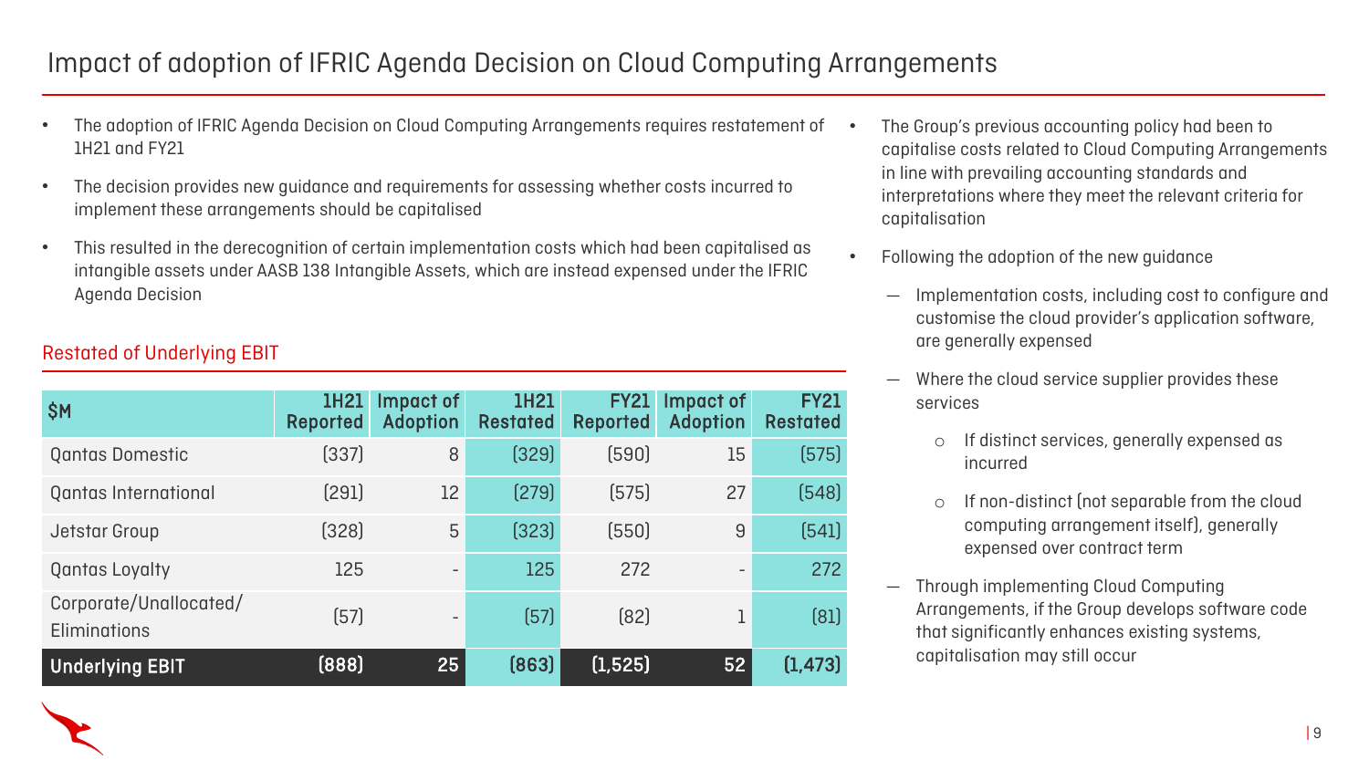# Impact of adoption of IFRIC Agenda Decision on Cloud Computing Arrangements

- The adoption of IFRIC Agenda Decision on Cloud Computing Arrangements requires restatement of 1H21 and FY21
- The decision provides new guidance and requirements for assessing whether costs incurred to implement these arrangements should be capitalised
- This resulted in the derecognition of certain implementation costs which had been capitalised as intangible assets under AASB 138 Intangible Assets, which are instead expensed under the IFRIC Agenda Decision

## Restated of Underlying EBIT

| $M | 1H21 Reported | Impact of Adoption | 1H21 Restated | FY21 Reported | Impact of Adoption | FY21 Restated |
|---|---|---|---|---|---|---|
| Qantas Domestic | (337) | 8 | (329) | (590) | 15 | (575) |
| Qantas International | (291) | 12 | (279) | (575) | 27 | (548) |
| Jetstar Group | (328) | 5 | (323) | (550) | 9 | (541) |
| Qantas Loyalty | 125 | - | 125 | 272 | - | 272 |
| Corporate/Unallocated/ Eliminations | (57) | - | (57) | (82) | 1 | (81) |
| **Underlying EBIT** | **(888)** | **25** | **(863)** | **(1,525)** | **52** | **(1,473)** |

- The Group's previous accounting policy had been to capitalise costs related to Cloud Computing Arrangements in line with prevailing accounting standards and interpretations where they meet the relevant criteria for capitalisation
- Following the adoption of the new guidance
  - Implementation costs, including cost to configure and customise the cloud provider's application software, are generally expensed
  - Where the cloud service supplier provides these services
    - If distinct services, generally expensed as incurred
    - If non-distinct (not separable from the cloud computing arrangement itself), generally expensed over contract term
  - Through implementing Cloud Computing Arrangements, if the Group develops software code that significantly enhances existing systems, capitalisation may still occur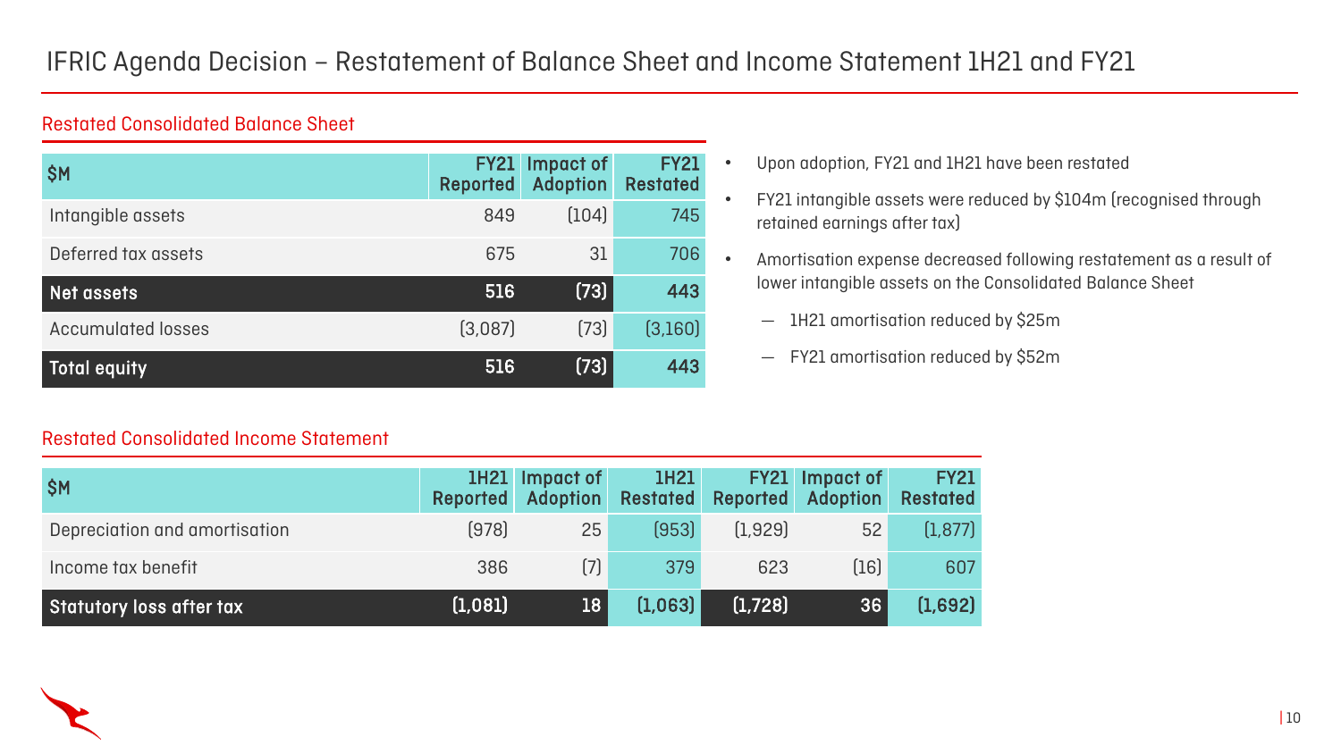# IFRIC Agenda Decision – Restatement of Balance Sheet and Income Statement 1H21 and FY21

## Restated Consolidated Balance Sheet

| $M | FY21 Reported | Impact of Adoption | FY21 Restated |
|---|---|---|---|
| Intangible assets | 849 | (104) | 745 |
| Deferred tax assets | 675 | 31 | 706 |
| **Net assets** | **516** | **(73)** | **443** |
| Accumulated losses | (3,087) | (73) | (3,160) |
| **Total equity** | **516** | **(73)** | **443** |

- Upon adoption, FY21 and 1H21 have been restated
- FY21 intangible assets were reduced by $104m (recognised through retained earnings after tax)
- Amortisation expense decreased following restatement as a result of lower intangible assets on the Consolidated Balance Sheet
  - 1H21 amortisation reduced by $25m
  - FY21 amortisation reduced by $52m

## Restated Consolidated Income Statement

| $M | 1H21 Reported | Impact of Adoption | 1H21 Restated | FY21 Reported | Impact of Adoption | FY21 Restated |
|---|---|---|---|---|---|---|
| Depreciation and amortisation | (978) | 25 | (953) | (1,929) | 52 | (1,877) |
| Income tax benefit | 386 | (7) | 379 | 623 | (16) | 607 |
| **Statutory loss after tax** | **(1,081)** | **18** | **(1,063)** | **(1,728)** | **36** | **(1,692)** |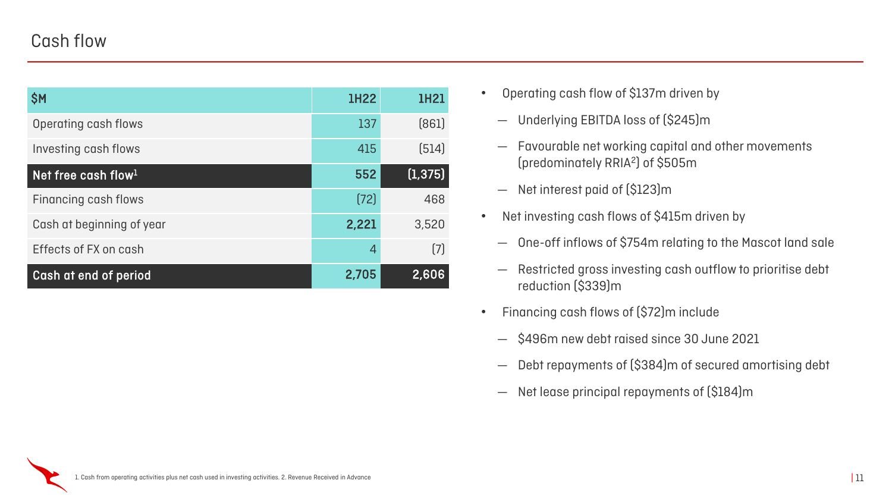# Cash flow

| $M | 1H22 | 1H21 |
|---|---|---|
| Operating cash flows | 137 | (861) |
| Investing cash flows | 415 | (514) |
| **Net free cash flow[1]** | **552** | **(1,375)** |
| Financing cash flows | (72) | 468 |
| Cash at beginning of year | **2,221** | 3,520 |
| Effects of FX on cash | 4 | (7) |
| **Cash at end of period** | **2,705** | **2,606** |

- Operating cash flow of $137m driven by
  - Underlying EBITDA loss of ($245)m
  - Favourable net working capital and other movements (predominately RRIA[2]) of $505m
  - Net interest paid of ($123)m
- Net investing cash flows of $415m driven by
  - One-off inflows of $754m relating to the Mascot land sale
  - Restricted gross investing cash outflow to prioritise debt reduction ($339)m
- Financing cash flows of ($72)m include
  - $496m new debt raised since 30 June 2021
  - Debt repayments of ($384)m of secured amortising debt
  - Net lease principal repayments of ($184)m

1. Cash from operating activities plus net cash used in investing activities. 2. Revenue Received in Advance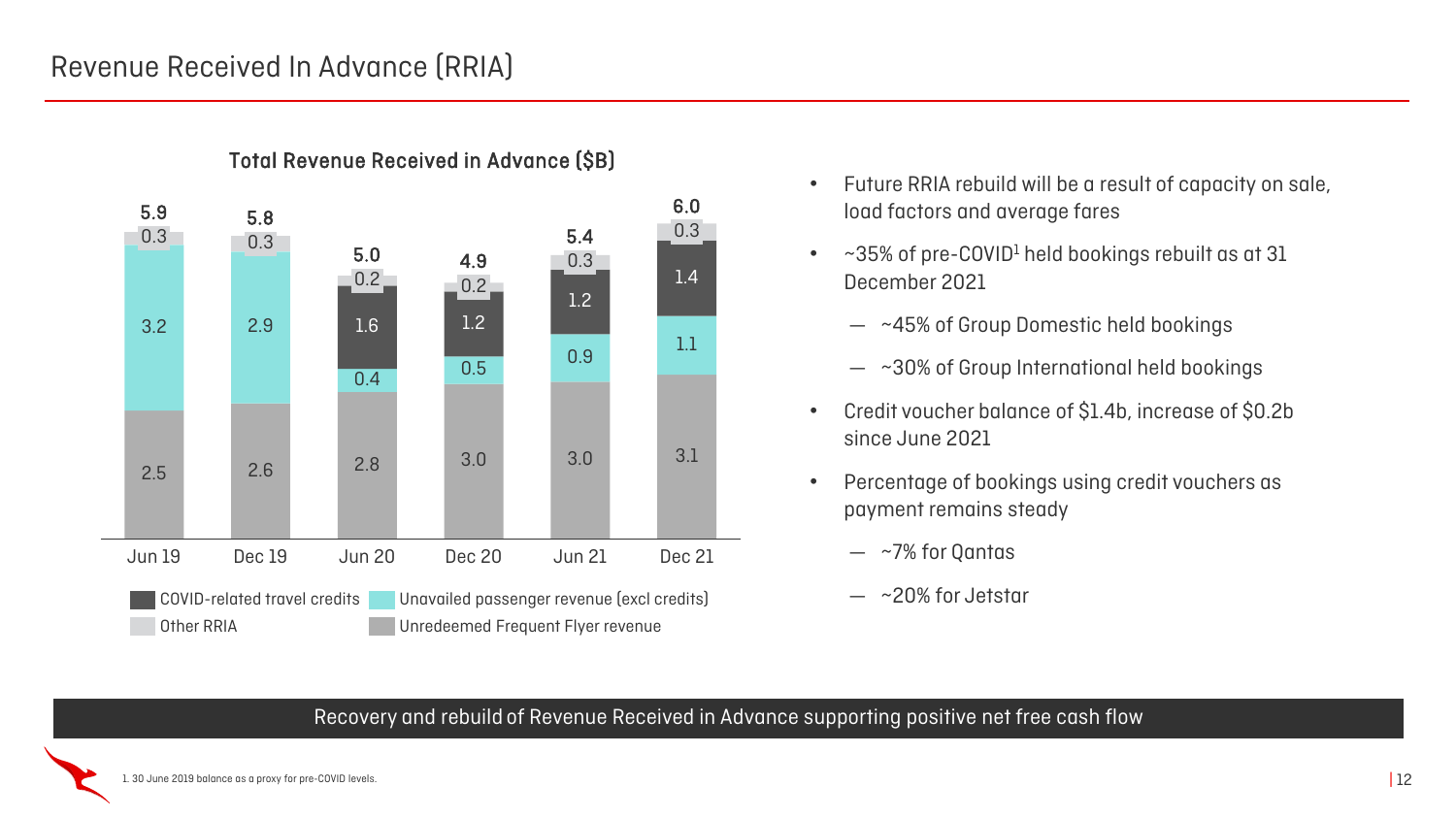# Revenue Received In Advance (RRIA)

**Total Revenue Received in Advance ($B)**

| | Jun 19 | Dec 19 | Jun 20 | Dec 20 | Jun 21 | Dec 21 |
|---|---|---|---|---|---|---|
| Other RRIA | 0.3 | 0.3 | 0.2 | 0.2 | 0.3 | 0.3 |
| COVID-related travel credits | | | 1.6 | 1.2 | 1.2 | 1.4 |
| Unavailed passenger revenue (excl credits) | 3.2 | 2.9 | 0.4 | 0.5 | 0.9 | 1.1 |
| Unredeemed Frequent Flyer revenue | 2.5 | 2.6 | 2.8 | 3.0 | 3.0 | 3.1 |
| **Total** | **5.9** | **5.8** | **5.0** | **4.9** | **5.4** | **6.0** |

- Future RRIA rebuild will be a result of capacity on sale, load factors and average fares
- ~35% of pre-COVID[1] held bookings rebuilt as at 31 December 2021
  - ~45% of Group Domestic held bookings
  - ~30% of Group International held bookings
- Credit voucher balance of $1.4b, increase of $0.2b since June 2021
- Percentage of bookings using credit vouchers as payment remains steady
  - ~7% for Qantas
  - ~20% for Jetstar

**Recovery and rebuild of Revenue Received in Advance supporting positive net free cash flow**

1. 30 June 2019 balance as a proxy for pre-COVID levels.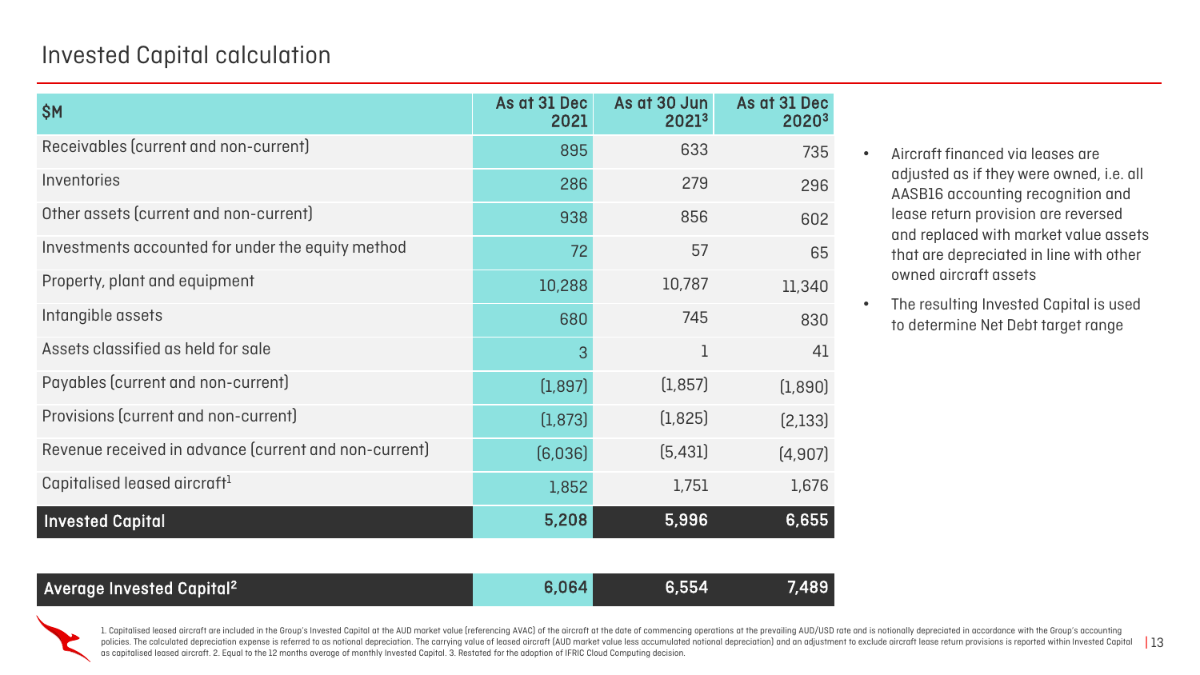# Invested Capital calculation

| $M | As at 31 Dec 2021 | As at 30 Jun 2021[3] | As at 31 Dec 2020[3] |
|---|---|---|---|
| Receivables (current and non-current) | 895 | 633 | 735 |
| Inventories | 286 | 279 | 296 |
| Other assets (current and non-current) | 938 | 856 | 602 |
| Investments accounted for under the equity method | 72 | 57 | 65 |
| Property, plant and equipment | 10,288 | 10,787 | 11,340 |
| Intangible assets | 680 | 745 | 830 |
| Assets classified as held for sale | 3 | 1 | 41 |
| Payables (current and non-current) | (1,897) | (1,857) | (1,890) |
| Provisions (current and non-current) | (1,873) | (1,825) | (2,133) |
| Revenue received in advance (current and non-current) | (6,036) | (5,431) | (4,907) |
| Capitalised leased aircraft[1] | 1,852 | 1,751 | 1,676 |
| **Invested Capital** | **5,208** | **5,996** | **6,655** |
| | | | |
| **Average Invested Capital[2]** | **6,064** | **6,554** | **7,489** |

- Aircraft financed via leases are adjusted as if they were owned, i.e. all AASB16 accounting recognition and lease return provision are reversed and replaced with market value assets that are depreciated in line with other owned aircraft assets
- The resulting Invested Capital is used to determine Net Debt target range

1. Capitalised leased aircraft are included in the Group's Invested Capital at the AUD market value (referencing AVAC) of the aircraft at the date of commencing operations at the prevailing AUD/USD rate and is notionally depreciated in accordance with the Group's accounting policies. The calculated depreciation expense is referred to as notional depreciation. The carrying value of leased aircraft (AUD market value less accumulated notional depreciation) and an adjustment to exclude aircraft lease return provisions is reported within Invested Capital as capitalised leased aircraft. 2. Equal to the 12 months average of monthly Invested Capital. 3. Restated for the adoption of IFRIC Cloud Computing decision.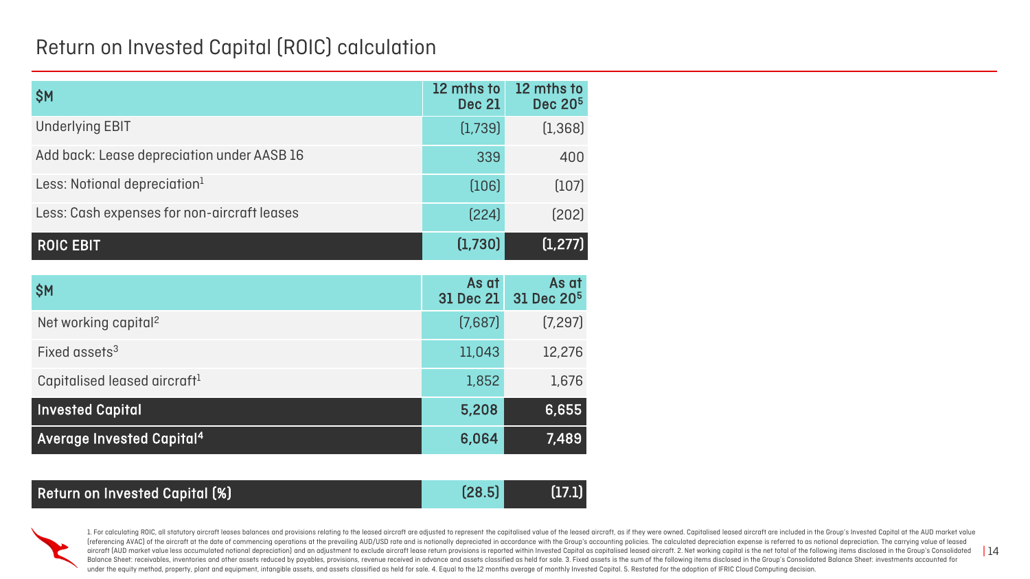# Return on Invested Capital (ROIC) calculation

| $M | 12 mths to Dec 21 | 12 mths to Dec 20[5] |
|---|---|---|
| Underlying EBIT | (1,739) | (1,368) |
| Add back: Lease depreciation under AASB 16 | 339 | 400 |
| Less: Notional depreciation[1] | (106) | (107) |
| Less: Cash expenses for non-aircraft leases | (224) | (202) |
| **ROIC EBIT** | **(1,730)** | **(1,277)** |

| $M | As at 31 Dec 21 | As at 31 Dec 20[5] |
|---|---|---|
| Net working capital[2] | (7,687) | (7,297) |
| Fixed assets[3] | 11,043 | 12,276 |
| Capitalised leased aircraft[1] | 1,852 | 1,676 |
| **Invested Capital** | **5,208** | **6,655** |
| **Average Invested Capital[4]** | **6,064** | **7,489** |

| | | |
|---|---|---|
| **Return on Invested Capital (%)** | **(28.5)** | **(17.1)** |

1. For calculating ROIC, all statutory aircraft leases balances and provisions relating to the leased aircraft are adjusted to represent the capitalised value of the leased aircraft, as if they were owned. Capitalised leased aircraft are included in the Group's Invested Capital at the AUD market value (referencing AVAC) of the aircraft at the date of commencing operations at the prevailing AUD/USD rate and is notionally depreciated in accordance with the Group's accounting policies. The calculated depreciation expense is referred to as notional depreciation. The carrying value of leased aircraft (AUD market value less accumulated notional depreciation) and an adjustment to exclude aircraft lease return provisions is reported within Invested Capital as capitalised leased aircraft. 2. Net working capital is the net total of the following items disclosed in the Group's Consolidated Balance Sheet: receivables, inventories and other assets reduced by payables, provisions, revenue received in advance and assets classified as held for sale. 3. Fixed assets is the sum of the following items disclosed in the Group's Consolidated Balance Sheet: investments accounted for under the equity method, property, plant and equipment, intangible assets, and assets classified as held for sale. 4. Equal to the 12 months average of monthly Invested Capital. 5. Restated for the adoption of IFRIC Cloud Computing decision.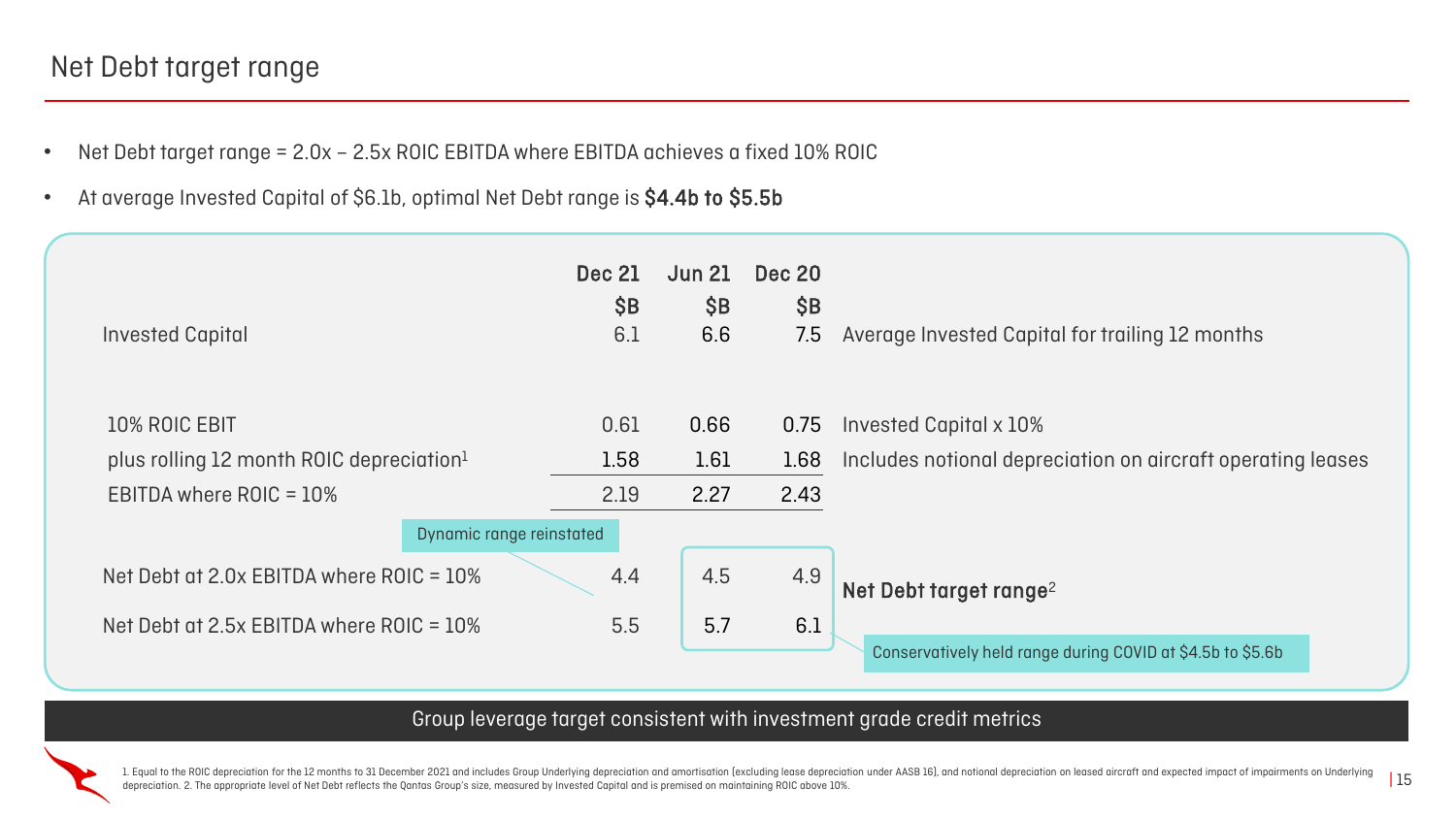# Net Debt target range

- Net Debt target range = 2.0x – 2.5x ROIC EBITDA where EBITDA achieves a fixed 10% ROIC
- At average Invested Capital of $6.1b, optimal Net Debt range is **$4.4b to $5.5b**

| | Dec 21 $B | Jun 21 $B | Dec 20 $B | |
|---|---|---|---|---|
| Invested Capital | 6.1 | 6.6 | 7.5 | Average Invested Capital for trailing 12 months |
| 10% ROIC EBIT | 0.61 | 0.66 | 0.75 | Invested Capital x 10% |
| plus rolling 12 month ROIC depreciation[1] | 1.58 | 1.61 | 1.68 | Includes notional depreciation on aircraft operating leases |
| EBITDA where ROIC = 10% | 2.19 | 2.27 | 2.43 | |
| Net Debt at 2.0x EBITDA where ROIC = 10% | 4.4 | 4.5 | 4.9 | **Net Debt target range**[2] |
| Net Debt at 2.5x EBITDA where ROIC = 10% | 5.5 | 5.7 | 6.1 | |

Dynamic range reinstated

Conservatively held range during COVID at $4.5b to $5.6b

**Group leverage target consistent with investment grade credit metrics**

1. Equal to the ROIC depreciation for the 12 months to 31 December 2021 and includes Group Underlying depreciation and amortisation (excluding lease depreciation under AASB 16), and notional depreciation on leased aircraft and expected impact of impairments on Underlying depreciation. 2. The appropriate level of Net Debt reflects the Qantas Group's size, measured by Invested Capital and is premised on maintaining ROIC above 10%.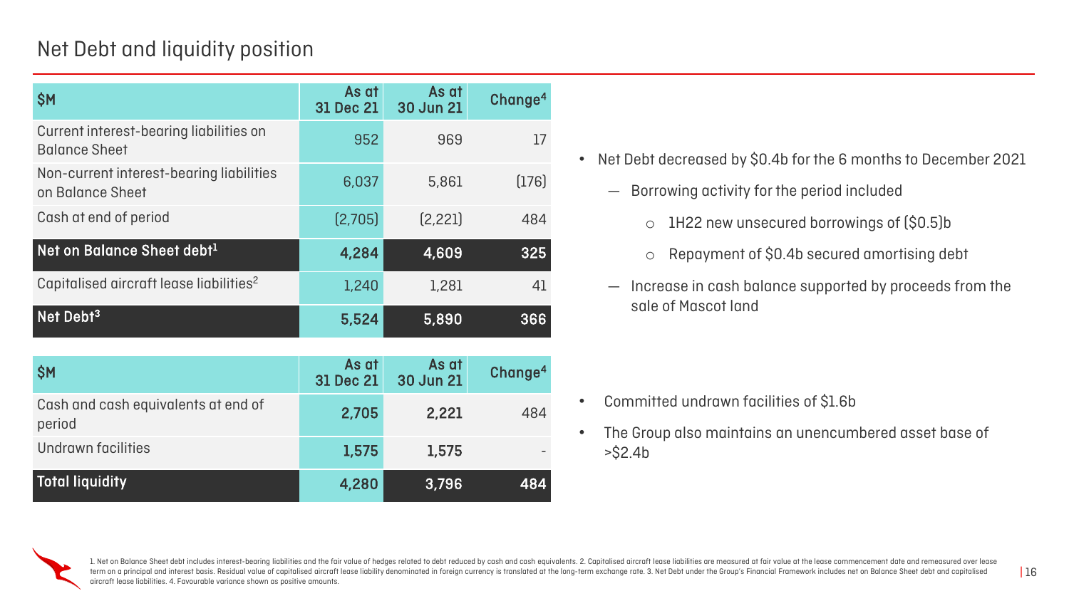# Net Debt and liquidity position

| $M | As at 31 Dec 21 | As at 30 Jun 21 | Change[4] |
|---|---|---|---|
| Current interest-bearing liabilities on Balance Sheet | 952 | 969 | 17 |
| Non-current interest-bearing liabilities on Balance Sheet | 6,037 | 5,861 | (176) |
| Cash at end of period | (2,705) | (2,221) | 484 |
| **Net on Balance Sheet debt[1]** | **4,284** | **4,609** | **325** |
| Capitalised aircraft lease liabilities[2] | 1,240 | 1,281 | 41 |
| **Net Debt[3]** | **5,524** | **5,890** | **366** |

- Net Debt decreased by $0.4b for the 6 months to December 2021
  - Borrowing activity for the period included
    - 1H22 new unsecured borrowings of ($0.5)b
    - Repayment of $0.4b secured amortising debt
  - Increase in cash balance supported by proceeds from the sale of Mascot land

| $M | As at 31 Dec 21 | As at 30 Jun 21 | Change[4] |
|---|---|---|---|
| Cash and cash equivalents at end of period | **2,705** | **2,221** | 484 |
| Undrawn facilities | **1,575** | **1,575** | - |
| **Total liquidity** | **4,280** | **3,796** | **484** |

- Committed undrawn facilities of $1.6b
- The Group also maintains an unencumbered asset base of >$2.4b

1. Net on Balance Sheet debt includes interest-bearing liabilities and the fair value of hedges related to debt reduced by cash and cash equivalents. 2. Capitalised aircraft lease liabilities are measured at fair value at the lease commencement date and remeasured over lease term on a principal and interest basis. Residual value of capitalised aircraft lease liability denominated in foreign currency is translated at the long-term exchange rate. 3. Net Debt under the Group's Financial Framework includes net on Balance Sheet debt and capitalised aircraft lease liabilities. 4. Favourable variance shown as positive amounts.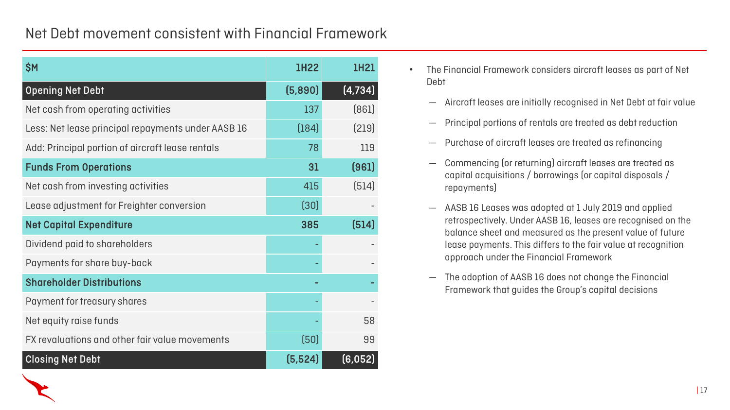# Net Debt movement consistent with Financial Framework

| $M | 1H22 | 1H21 |
|---|---|---|
| **Opening Net Debt** | **(5,890)** | **(4,734)** |
| Net cash from operating activities | 137 | (861) |
| Less: Net lease principal repayments under AASB 16 | (184) | (219) |
| Add: Principal portion of aircraft lease rentals | 78 | 119 |
| **Funds From Operations** | **31** | **(961)** |
| Net cash from investing activities | 415 | (514) |
| Lease adjustment for Freighter conversion | (30) | - |
| **Net Capital Expenditure** | **385** | **(514)** |
| Dividend paid to shareholders | - | - |
| Payments for share buy-back | - | - |
| **Shareholder Distributions** | **-** | **-** |
| Payment for treasury shares | - | - |
| Net equity raise funds | - | 58 |
| FX revaluations and other fair value movements | (50) | 99 |
| **Closing Net Debt** | **(5,524)** | **(6,052)** |

- The Financial Framework considers aircraft leases as part of Net Debt
  - Aircraft leases are initially recognised in Net Debt at fair value
  - Principal portions of rentals are treated as debt reduction
  - Purchase of aircraft leases are treated as refinancing
  - Commencing (or returning) aircraft leases are treated as capital acquisitions / borrowings (or capital disposals / repayments)
  - AASB 16 Leases was adopted at 1 July 2019 and applied retrospectively. Under AASB 16, leases are recognised on the balance sheet and measured as the present value of future lease payments. This differs to the fair value at recognition approach under the Financial Framework
  - The adoption of AASB 16 does not change the Financial Framework that guides the Group's capital decisions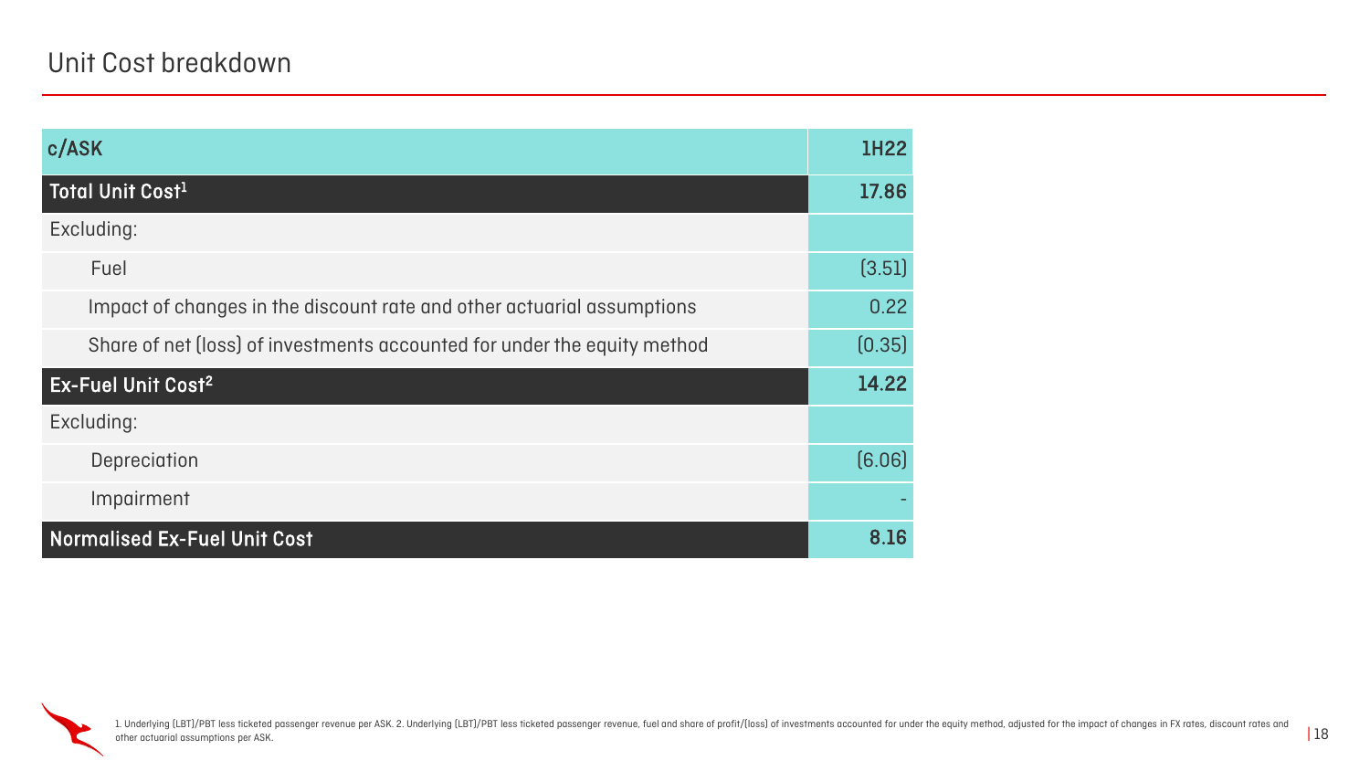# Unit Cost breakdown

| c/ASK | 1H22 |
|---|---|
| **Total Unit Cost[1]** | **17.86** |
| Excluding: | |
| Fuel | (3.51) |
| Impact of changes in the discount rate and other actuarial assumptions | 0.22 |
| Share of net (loss) of investments accounted for under the equity method | (0.35) |
| **Ex-Fuel Unit Cost[2]** | **14.22** |
| Excluding: | |
| Depreciation | (6.06) |
| Impairment | - |
| **Normalised Ex-Fuel Unit Cost** | **8.16** |

1. Underlying (LBT)/PBT less ticketed passenger revenue per ASK. 2. Underlying (LBT)/PBT less ticketed passenger revenue, fuel and share of profit/(loss) of investments accounted for under the equity method, adjusted for the impact of changes in FX rates, discount rates and other actuarial assumptions per ASK.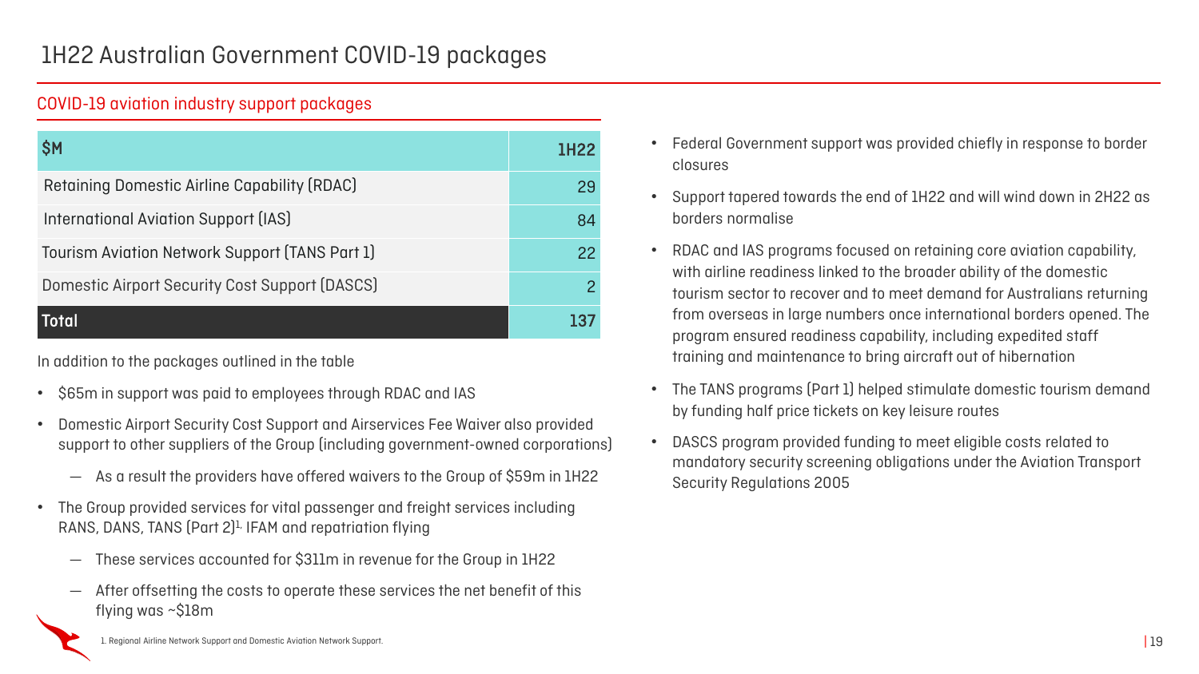# 1H22 Australian Government COVID-19 packages

## COVID-19 aviation industry support packages

| $M | 1H22 |
| --- | --- |
| Retaining Domestic Airline Capability (RDAC) | 29 |
| International Aviation Support (IAS) | 84 |
| Tourism Aviation Network Support (TANS Part 1) | 22 |
| Domestic Airport Security Cost Support (DASCS) | 2 |
| **Total** | **137** |

In addition to the packages outlined in the table

- $65m in support was paid to employees through RDAC and IAS
- Domestic Airport Security Cost Support and Airservices Fee Waiver also provided support to other suppliers of the Group (including government-owned corporations)
  - As a result the providers have offered waivers to the Group of $59m in 1H22
- The Group provided services for vital passenger and freight services including RANS, DANS, TANS (Part 2)[1], IFAM and repatriation flying
  - These services accounted for $311m in revenue for the Group in 1H22
  - After offsetting the costs to operate these services the net benefit of this flying was ~$18m

- Federal Government support was provided chiefly in response to border closures
- Support tapered towards the end of 1H22 and will wind down in 2H22 as borders normalise
- RDAC and IAS programs focused on retaining core aviation capability, with airline readiness linked to the broader ability of the domestic tourism sector to recover and to meet demand for Australians returning from overseas in large numbers once international borders opened. The program ensured readiness capability, including expedited staff training and maintenance to bring aircraft out of hibernation
- The TANS programs (Part 1) helped stimulate domestic tourism demand by funding half price tickets on key leisure routes
- DASCS program provided funding to meet eligible costs related to mandatory security screening obligations under the Aviation Transport Security Regulations 2005

1. Regional Airline Network Support and Domestic Aviation Network Support.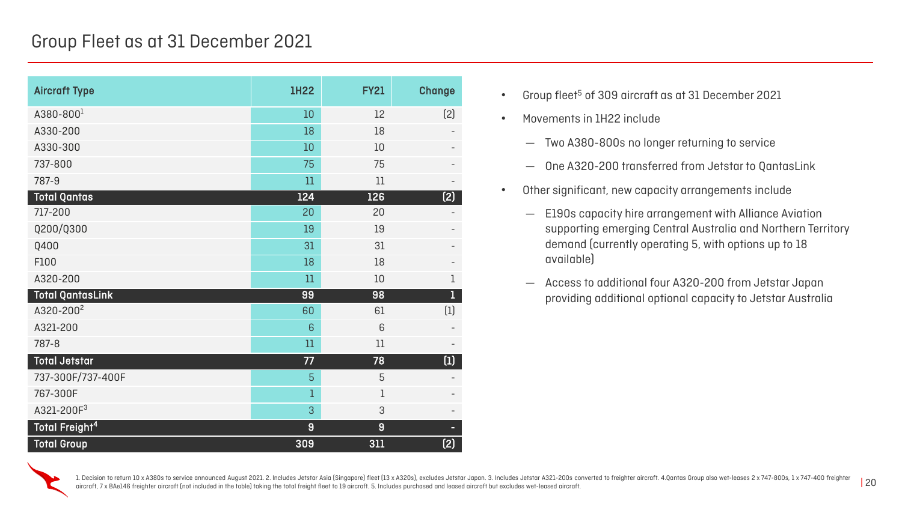# Group Fleet as at 31 December 2021

| Aircraft Type | 1H22 | FY21 | Change |
|---|---|---|---|
| A380-800[1] | 10 | 12 | (2) |
| A330-200 | 18 | 18 | - |
| A330-300 | 10 | 10 | - |
| 737-800 | 75 | 75 | - |
| 787-9 | 11 | 11 | - |
| **Total Qantas** | **124** | **126** | **(2)** |
| 717-200 | 20 | 20 | - |
| Q200/Q300 | 19 | 19 | - |
| Q400 | 31 | 31 | - |
| F100 | 18 | 18 | - |
| A320-200 | 11 | 10 | 1 |
| **Total QantasLink** | **99** | **98** | **1** |
| A320-200[2] | 60 | 61 | (1) |
| A321-200 | 6 | 6 | - |
| 787-8 | 11 | 11 | - |
| **Total Jetstar** | **77** | **78** | **(1)** |
| 737-300F/737-400F | 5 | 5 | - |
| 767-300F | 1 | 1 | - |
| A321-200F[3] | 3 | 3 | - |
| **Total Freight[4]** | **9** | **9** | **-** |
| **Total Group** | **309** | **311** | **(2)** |

- Group fleet[5] of 309 aircraft as at 31 December 2021
- Movements in 1H22 include
  - Two A380-800s no longer returning to service
  - One A320-200 transferred from Jetstar to QantasLink
- Other significant, new capacity arrangements include
  - E190s capacity hire arrangement with Alliance Aviation supporting emerging Central Australia and Northern Territory demand (currently operating 5, with options up to 18 available)
  - Access to additional four A320-200 from Jetstar Japan providing additional optional capacity to Jetstar Australia

1. Decision to return 10 x A380s to service announced August 2021. 2. Includes Jetstar Asia (Singapore) fleet (13 x A320s), excludes Jetstar Japan. 3. Includes Jetstar A321-200s converted to freighter aircraft. 4.Qantas Group also wet-leases 2 x 747-800s, 1 x 747-400 freighter aircraft, 7 x BAe146 freighter aircraft (not included in the table) taking the total freight fleet to 19 aircraft. 5. Includes purchased and leased aircraft but excludes wet-leased aircraft.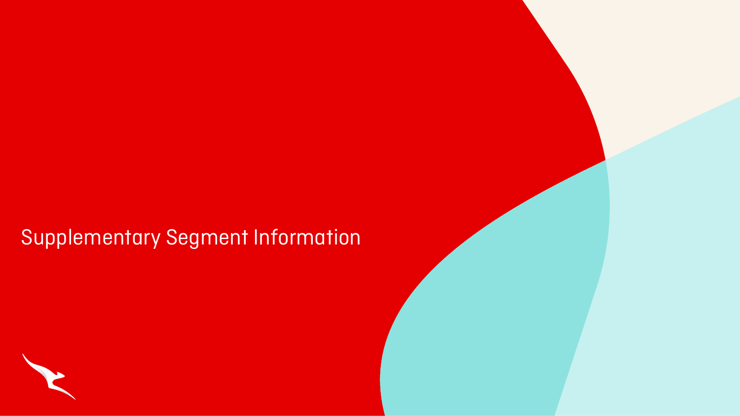# Supplementary Segment Information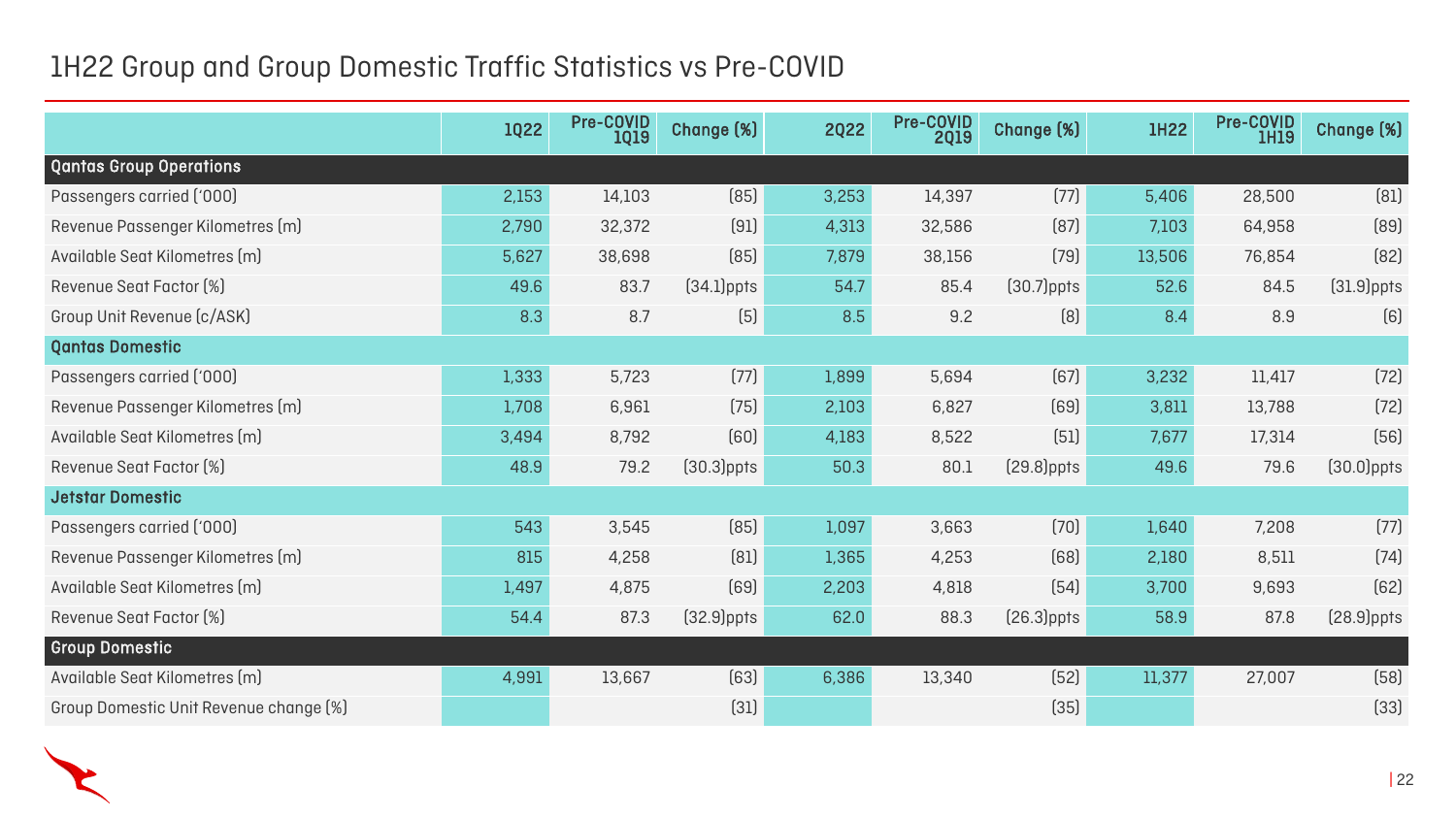# 1H22 Group and Group Domestic Traffic Statistics vs Pre-COVID

| | 1Q22 | Pre-COVID 1Q19 | Change (%) | 2Q22 | Pre-COVID 2Q19 | Change (%) | 1H22 | Pre-COVID 1H19 | Change (%) |
|---|---|---|---|---|---|---|---|---|---|
| **Qantas Group Operations** | | | | | | | | | |
| Passengers carried ('000) | 2,153 | 14,103 | (85) | 3,253 | 14,397 | (77) | 5,406 | 28,500 | (81) |
| Revenue Passenger Kilometres (m) | 2,790 | 32,372 | (91) | 4,313 | 32,586 | (87) | 7,103 | 64,958 | (89) |
| Available Seat Kilometres (m) | 5,627 | 38,698 | (85) | 7,879 | 38,156 | (79) | 13,506 | 76,854 | (82) |
| Revenue Seat Factor (%) | 49.6 | 83.7 | (34.1)ppts | 54.7 | 85.4 | (30.7)ppts | 52.6 | 84.5 | (31.9)ppts |
| Group Unit Revenue (c/ASK) | 8.3 | 8.7 | (5) | 8.5 | 9.2 | (8) | 8.4 | 8.9 | (6) |
| **Qantas Domestic** | | | | | | | | | |
| Passengers carried ('000) | 1,333 | 5,723 | (77) | 1,899 | 5,694 | (67) | 3,232 | 11,417 | (72) |
| Revenue Passenger Kilometres (m) | 1,708 | 6,961 | (75) | 2,103 | 6,827 | (69) | 3,811 | 13,788 | (72) |
| Available Seat Kilometres (m) | 3,494 | 8,792 | (60) | 4,183 | 8,522 | (51) | 7,677 | 17,314 | (56) |
| Revenue Seat Factor (%) | 48.9 | 79.2 | (30.3)ppts | 50.3 | 80.1 | (29.8)ppts | 49.6 | 79.6 | (30.0)ppts |
| **Jetstar Domestic** | | | | | | | | | |
| Passengers carried ('000) | 543 | 3,545 | (85) | 1,097 | 3,663 | (70) | 1,640 | 7,208 | (77) |
| Revenue Passenger Kilometres (m) | 815 | 4,258 | (81) | 1,365 | 4,253 | (68) | 2,180 | 8,511 | (74) |
| Available Seat Kilometres (m) | 1,497 | 4,875 | (69) | 2,203 | 4,818 | (54) | 3,700 | 9,693 | (62) |
| Revenue Seat Factor (%) | 54.4 | 87.3 | (32.9)ppts | 62.0 | 88.3 | (26.3)ppts | 58.9 | 87.8 | (28.9)ppts |
| **Group Domestic** | | | | | | | | | |
| Available Seat Kilometres (m) | 4,991 | 13,667 | (63) | 6,386 | 13,340 | (52) | 11,377 | 27,007 | (58) |
| Group Domestic Unit Revenue change (%) | | | (31) | | | (35) | | | (33) |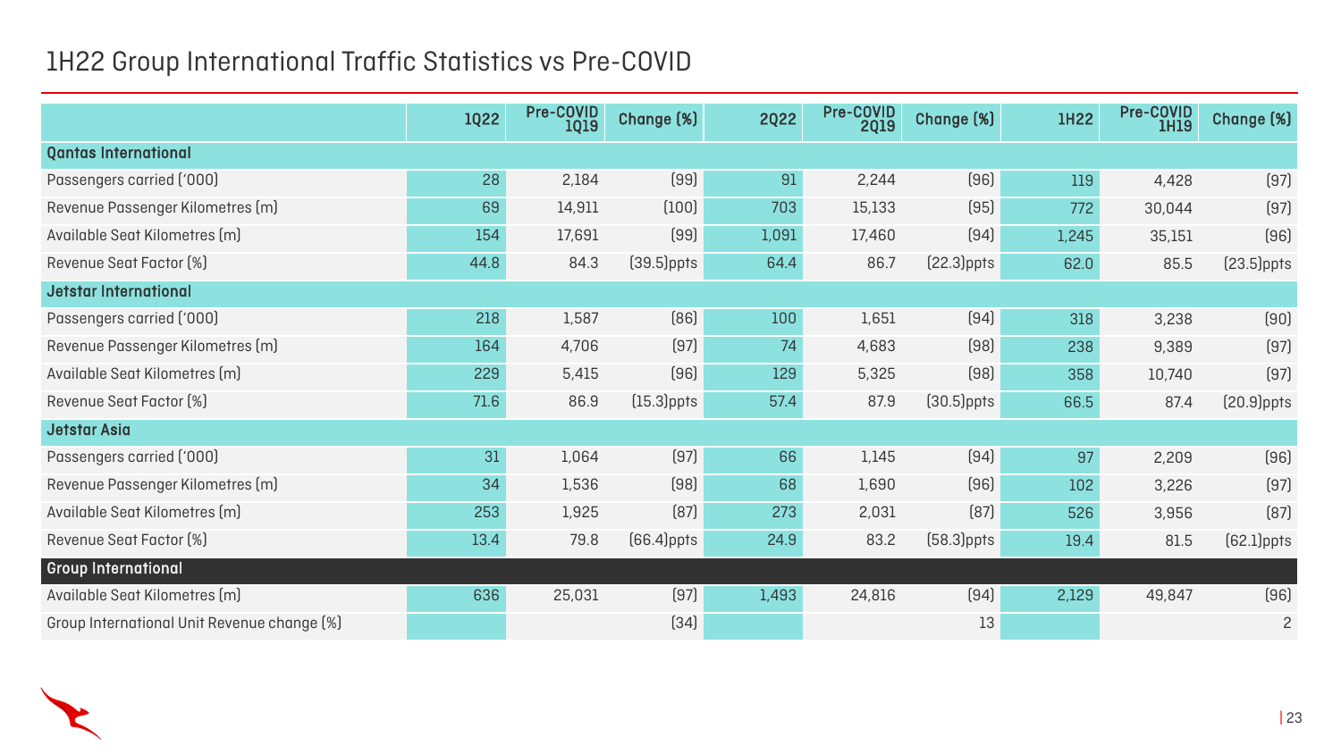# 1H22 Group International Traffic Statistics vs Pre-COVID

| | 1Q22 | Pre-COVID 1Q19 | Change (%) | 2Q22 | Pre-COVID 2Q19 | Change (%) | 1H22 | Pre-COVID 1H19 | Change (%) |
|---|---|---|---|---|---|---|---|---|---|
| **Qantas International** | | | | | | | | | |
| Passengers carried ('000) | 28 | 2,184 | (99) | 91 | 2,244 | (96) | 119 | 4,428 | (97) |
| Revenue Passenger Kilometres (m) | 69 | 14,911 | (100) | 703 | 15,133 | (95) | 772 | 30,044 | (97) |
| Available Seat Kilometres (m) | 154 | 17,691 | (99) | 1,091 | 17,460 | (94) | 1,245 | 35,151 | (96) |
| Revenue Seat Factor (%) | 44.8 | 84.3 | (39.5)ppts | 64.4 | 86.7 | (22.3)ppts | 62.0 | 85.5 | (23.5)ppts |
| **Jetstar International** | | | | | | | | | |
| Passengers carried ('000) | 218 | 1,587 | (86) | 100 | 1,651 | (94) | 318 | 3,238 | (90) |
| Revenue Passenger Kilometres (m) | 164 | 4,706 | (97) | 74 | 4,683 | (98) | 238 | 9,389 | (97) |
| Available Seat Kilometres (m) | 229 | 5,415 | (96) | 129 | 5,325 | (98) | 358 | 10,740 | (97) |
| Revenue Seat Factor (%) | 71.6 | 86.9 | (15.3)ppts | 57.4 | 87.9 | (30.5)ppts | 66.5 | 87.4 | (20.9)ppts |
| **Jetstar Asia** | | | | | | | | | |
| Passengers carried ('000) | 31 | 1,064 | (97) | 66 | 1,145 | (94) | 97 | 2,209 | (96) |
| Revenue Passenger Kilometres (m) | 34 | 1,536 | (98) | 68 | 1,690 | (96) | 102 | 3,226 | (97) |
| Available Seat Kilometres (m) | 253 | 1,925 | (87) | 273 | 2,031 | (87) | 526 | 3,956 | (87) |
| Revenue Seat Factor (%) | 13.4 | 79.8 | (66.4)ppts | 24.9 | 83.2 | (58.3)ppts | 19.4 | 81.5 | (62.1)ppts |
| **Group International** | | | | | | | | | |
| Available Seat Kilometres (m) | 636 | 25,031 | (97) | 1,493 | 24,816 | (94) | 2,129 | 49,847 | (96) |
| Group International Unit Revenue change (%) | | | (34) | | | 13 | | | 2 |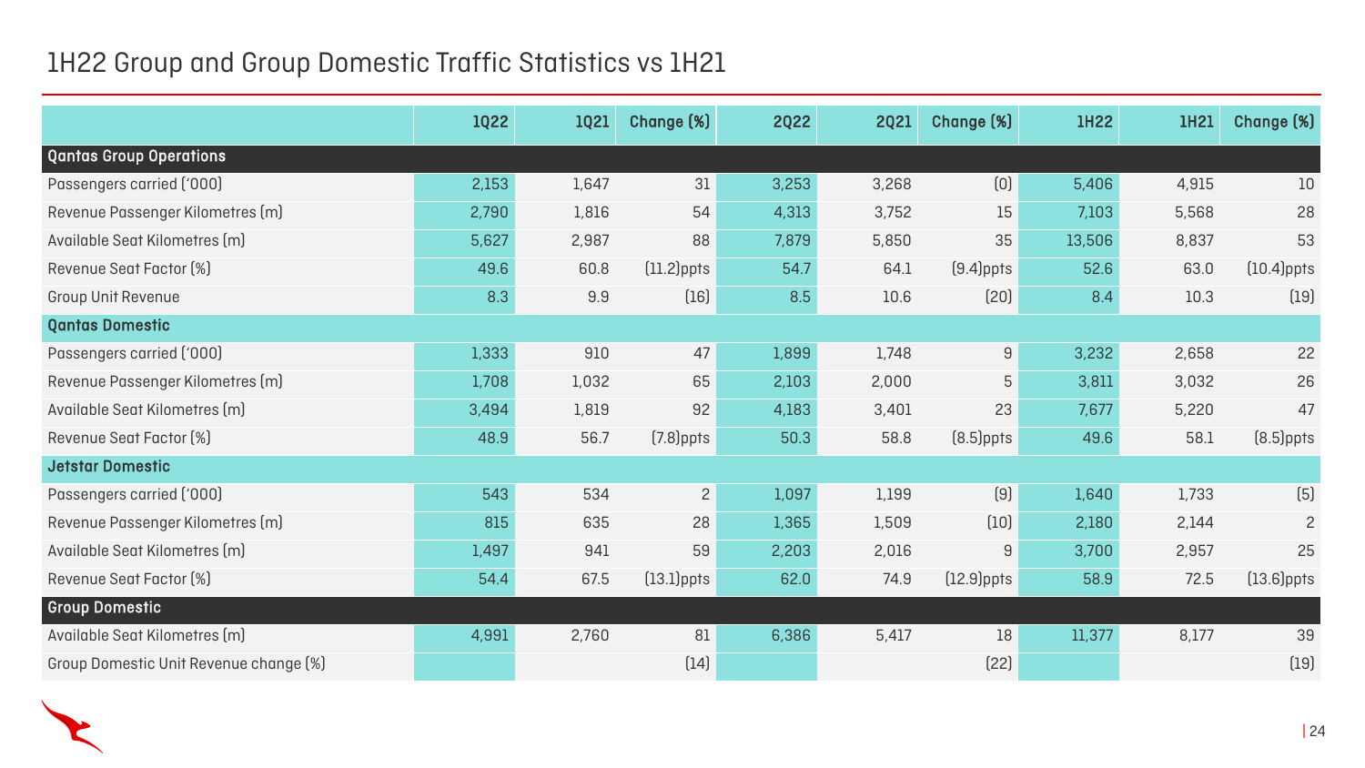# 1H22 Group and Group Domestic Traffic Statistics vs 1H21

| | 1Q22 | 1Q21 | Change (%) | 2Q22 | 2Q21 | Change (%) | 1H22 | 1H21 | Change (%) |
|---|---|---|---|---|---|---|---|---|---|
| **Qantas Group Operations** | | | | | | | | | |
| Passengers carried ('000) | 2,153 | 1,647 | 31 | 3,253 | 3,268 | (0) | 5,406 | 4,915 | 10 |
| Revenue Passenger Kilometres (m) | 2,790 | 1,816 | 54 | 4,313 | 3,752 | 15 | 7,103 | 5,568 | 28 |
| Available Seat Kilometres (m) | 5,627 | 2,987 | 88 | 7,879 | 5,850 | 35 | 13,506 | 8,837 | 53 |
| Revenue Seat Factor (%) | 49.6 | 60.8 | (11.2)ppts | 54.7 | 64.1 | (9.4)ppts | 52.6 | 63.0 | (10.4)ppts |
| Group Unit Revenue | 8.3 | 9.9 | (16) | 8.5 | 10.6 | (20) | 8.4 | 10.3 | (19) |
| **Qantas Domestic** | | | | | | | | | |
| Passengers carried ('000) | 1,333 | 910 | 47 | 1,899 | 1,748 | 9 | 3,232 | 2,658 | 22 |
| Revenue Passenger Kilometres (m) | 1,708 | 1,032 | 65 | 2,103 | 2,000 | 5 | 3,811 | 3,032 | 26 |
| Available Seat Kilometres (m) | 3,494 | 1,819 | 92 | 4,183 | 3,401 | 23 | 7,677 | 5,220 | 47 |
| Revenue Seat Factor (%) | 48.9 | 56.7 | (7.8)ppts | 50.3 | 58.8 | (8.5)ppts | 49.6 | 58.1 | (8.5)ppts |
| **Jetstar Domestic** | | | | | | | | | |
| Passengers carried ('000) | 543 | 534 | 2 | 1,097 | 1,199 | (9) | 1,640 | 1,733 | (5) |
| Revenue Passenger Kilometres (m) | 815 | 635 | 28 | 1,365 | 1,509 | (10) | 2,180 | 2,144 | 2 |
| Available Seat Kilometres (m) | 1,497 | 941 | 59 | 2,203 | 2,016 | 9 | 3,700 | 2,957 | 25 |
| Revenue Seat Factor (%) | 54.4 | 67.5 | (13.1)ppts | 62.0 | 74.9 | (12.9)ppts | 58.9 | 72.5 | (13.6)ppts |
| **Group Domestic** | | | | | | | | | |
| Available Seat Kilometres (m) | 4,991 | 2,760 | 81 | 6,386 | 5,417 | 18 | 11,377 | 8,177 | 39 |
| Group Domestic Unit Revenue change (%) | | | (14) | | | (22) | | | (19) |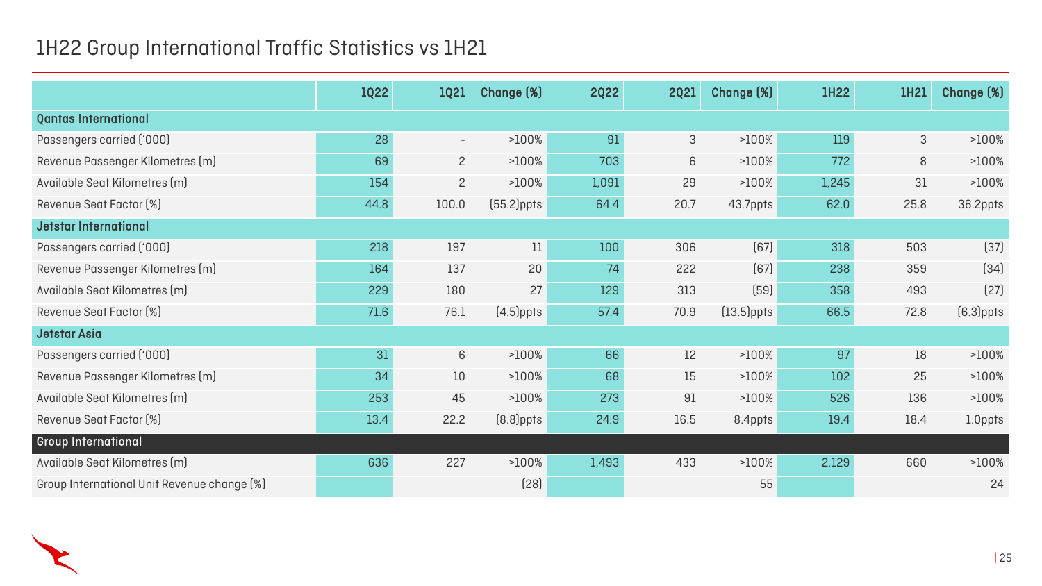# 1H22 Group International Traffic Statistics vs 1H21

| | 1Q22 | 1Q21 | Change (%) | 2Q22 | 2Q21 | Change (%) | 1H22 | 1H21 | Change (%) |
|---|---|---|---|---|---|---|---|---|---|
| **Qantas International** | | | | | | | | | |
| Passengers carried ('000) | 28 | - | >100% | 91 | 3 | >100% | 119 | 3 | >100% |
| Revenue Passenger Kilometres (m) | 69 | 2 | >100% | 703 | 6 | >100% | 772 | 8 | >100% |
| Available Seat Kilometres (m) | 154 | 2 | >100% | 1,091 | 29 | >100% | 1,245 | 31 | >100% |
| Revenue Seat Factor (%) | 44.8 | 100.0 | (55.2)ppts | 64.4 | 20.7 | 43.7ppts | 62.0 | 25.8 | 36.2ppts |
| **Jetstar International** | | | | | | | | | |
| Passengers carried ('000) | 218 | 197 | 11 | 100 | 306 | (67) | 318 | 503 | (37) |
| Revenue Passenger Kilometres (m) | 164 | 137 | 20 | 74 | 222 | (67) | 238 | 359 | (34) |
| Available Seat Kilometres (m) | 229 | 180 | 27 | 129 | 313 | (59) | 358 | 493 | (27) |
| Revenue Seat Factor (%) | 71.6 | 76.1 | (4.5)ppts | 57.4 | 70.9 | (13.5)ppts | 66.5 | 72.8 | (6.3)ppts |
| **Jetstar Asia** | | | | | | | | | |
| Passengers carried ('000) | 31 | 6 | >100% | 66 | 12 | >100% | 97 | 18 | >100% |
| Revenue Passenger Kilometres (m) | 34 | 10 | >100% | 68 | 15 | >100% | 102 | 25 | >100% |
| Available Seat Kilometres (m) | 253 | 45 | >100% | 273 | 91 | >100% | 526 | 136 | >100% |
| Revenue Seat Factor (%) | 13.4 | 22.2 | (8.8)ppts | 24.9 | 16.5 | 8.4ppts | 19.4 | 18.4 | 1.0ppts |
| **Group International** | | | | | | | | | |
| Available Seat Kilometres (m) | 636 | 227 | >100% | 1,493 | 433 | >100% | 2,129 | 660 | >100% |
| Group International Unit Revenue change (%) | | | (28) | | | 55 | | | 24 |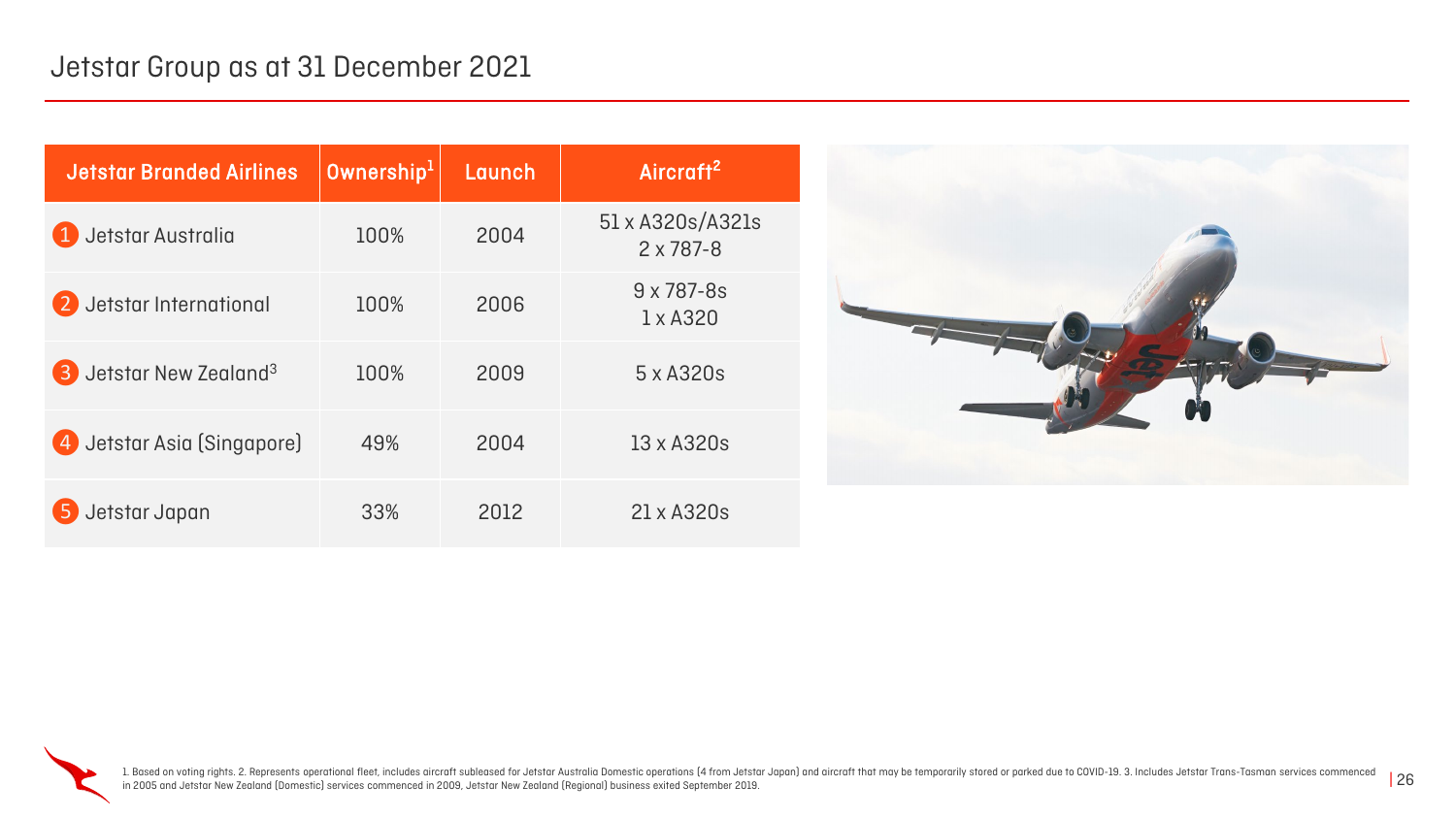# Jetstar Group as at 31 December 2021

| Jetstar Branded Airlines | Ownership[1] | Launch | Aircraft[2] |
|---|---|---|---|
| 1 Jetstar Australia | 100% | 2004 | 51 x A320s/A321s<br>2 x 787-8 |
| 2 Jetstar International | 100% | 2006 | 9 x 787-8s<br>1 x A320 |
| 3 Jetstar New Zealand[3] | 100% | 2009 | 5 x A320s |
| 4 Jetstar Asia (Singapore) | 49% | 2004 | 13 x A320s |
| 5 Jetstar Japan | 33% | 2012 | 21 x A320s |

1. Based on voting rights. 2. Represents operational fleet, includes aircraft subleased for Jetstar Australia Domestic operations (4 from Jetstar Japan) and aircraft that may be temporarily stored or parked due to COVID-19. 3. Includes Jetstar Trans-Tasman services commenced in 2005 and Jetstar New Zealand (Domestic) services commenced in 2009, Jetstar New Zealand (Regional) business exited September 2019.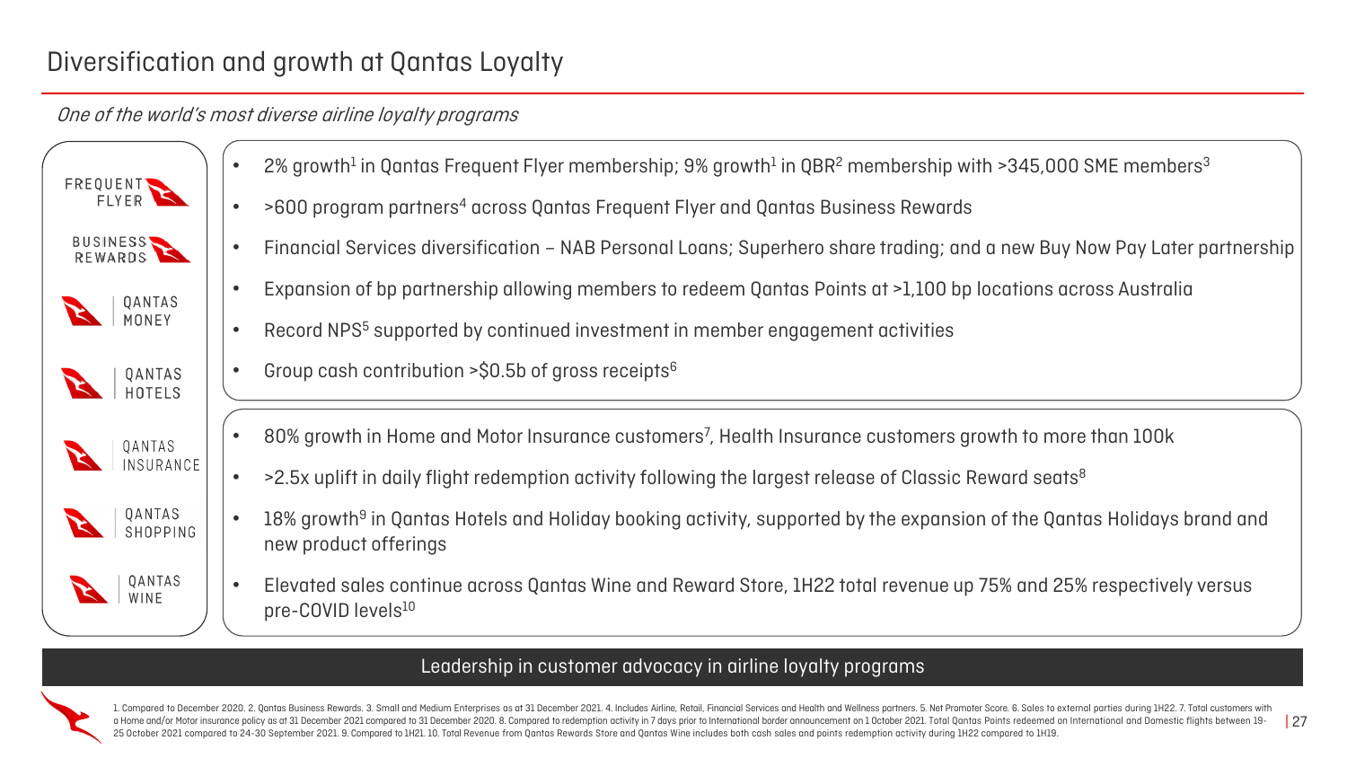# Diversification and growth at Qantas Loyalty

*One of the world's most diverse airline loyalty programs*

FREQUENT FLYER

BUSINESS REWARDS

QANTAS MONEY

QANTAS HOTELS

QANTAS INSURANCE

QANTAS SHOPPING

QANTAS WINE

- 2% growth[1] in Qantas Frequent Flyer membership; 9% growth[1] in QBR[2] membership with >345,000 SME members[3]
- >600 program partners[4] across Qantas Frequent Flyer and Qantas Business Rewards
- Financial Services diversification – NAB Personal Loans; Superhero share trading; and a new Buy Now Pay Later partnership
- Expansion of bp partnership allowing members to redeem Qantas Points at >1,100 bp locations across Australia
- Record NPS[5] supported by continued investment in member engagement activities
- Group cash contribution >$0.5b of gross receipts[6]

- 80% growth in Home and Motor Insurance customers[7], Health Insurance customers growth to more than 100k
- >2.5x uplift in daily flight redemption activity following the largest release of Classic Reward seats[8]
- 18% growth[9] in Qantas Hotels and Holiday booking activity, supported by the expansion of the Qantas Holidays brand and new product offerings
- Elevated sales continue across Qantas Wine and Reward Store, 1H22 total revenue up 75% and 25% respectively versus pre-COVID levels[10]

**Leadership in customer advocacy in airline loyalty programs**

1. Compared to December 2020. 2. Qantas Business Rewards. 3. Small and Medium Enterprises as at 31 December 2021. 4. Includes Airline, Retail, Financial Services and Health and Wellness partners. 5. Net Promoter Score. 6. Sales to external parties during 1H22. 7. Total customers with a Home and/or Motor insurance policy as at 31 December 2021 compared to 31 December 2020. 8. Compared to redemption activity in 7 days prior to International border announcement on 1 October 2021. Total Qantas Points redeemed on International and Domestic flights between 19-25 October 2021 compared to 24-30 September 2021. 9. Compared to 1H21. 10. Total Revenue from Qantas Rewards Store and Qantas Wine includes both cash sales and points redemption activity during 1H22 compared to 1H19.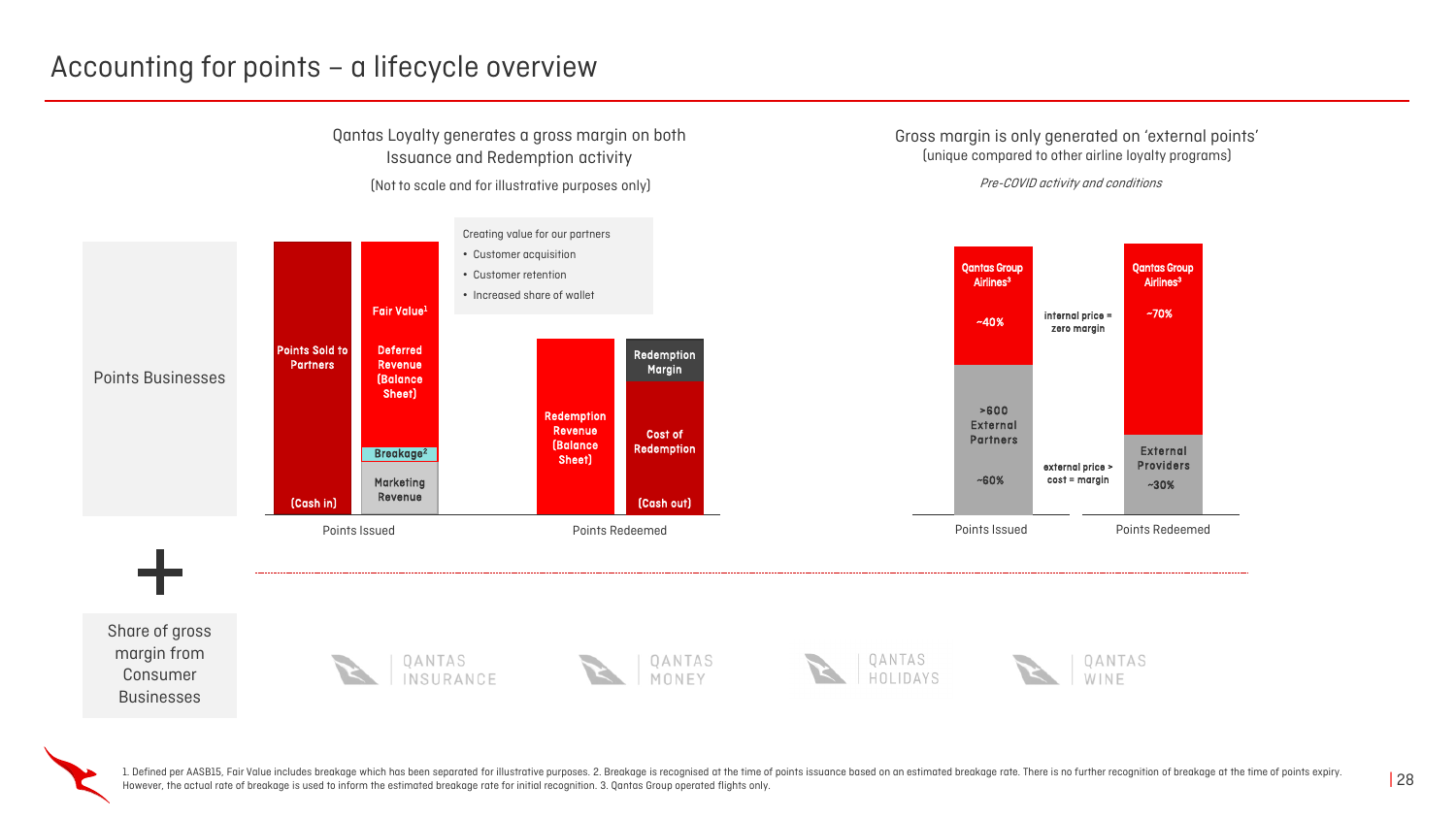# Accounting for points – a lifecycle overview

**Qantas Loyalty generates a gross margin on both Issuance and Redemption activity**

(Not to scale and for illustrative purposes only)

**Points Businesses**

Points Issued:
- Points Sold to Partners (Cash in)
- Fair Value[1]: Deferred Revenue (Balance Sheet); Breakage[2]; Marketing Revenue

Creating value for our partners
- Customer acquisition
- Customer retention
- Increased share of wallet

Points Redeemed:
- Redemption Revenue (Balance Sheet)
- Redemption Margin; Cost of Redemption (Cash out)

**Gross margin is only generated on 'external points'**
(unique compared to other airline loyalty programs)

*Pre-COVID activity and conditions*

| | Points Issued | Points Redeemed |
|---|---|---|
| Qantas Group Airlines[3] | ~40% (internal price = zero margin) | ~70% |
| >600 External Partners / External Providers | ~60% (external price > cost = margin) | ~30% |

**+**

**Share of gross margin from Consumer Businesses**

QANTAS INSURANCE | QANTAS MONEY | QANTAS HOLIDAYS | QANTAS WINE

1. Defined per AASB15, Fair Value includes breakage which has been separated for illustrative purposes. 2. Breakage is recognised at the time of points issuance based on an estimated breakage rate. There is no further recognition of breakage at the time of points expiry. However, the actual rate of breakage is used to inform the estimated breakage rate for initial recognition. 3. Qantas Group operated flights only.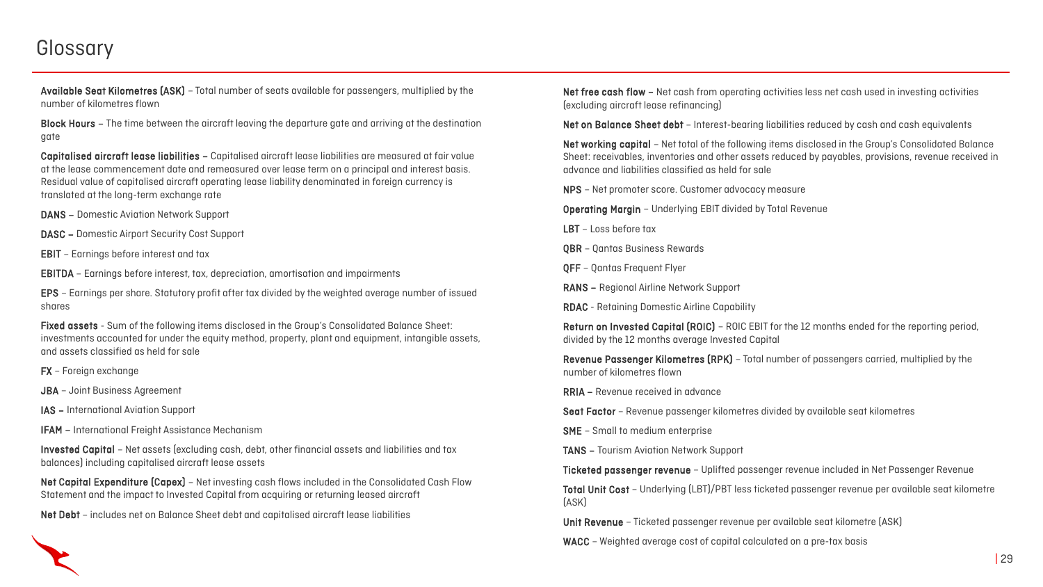# Glossary

**Available Seat Kilometres (ASK)** – Total number of seats available for passengers, multiplied by the number of kilometres flown

**Block Hours –** The time between the aircraft leaving the departure gate and arriving at the destination gate

**Capitalised aircraft lease liabilities –** Capitalised aircraft lease liabilities are measured at fair value at the lease commencement date and remeasured over lease term on a principal and interest basis. Residual value of capitalised aircraft operating lease liability denominated in foreign currency is translated at the long-term exchange rate

**DANS –** Domestic Aviation Network Support

**DASC –** Domestic Airport Security Cost Support

**EBIT** – Earnings before interest and tax

**EBITDA** – Earnings before interest, tax, depreciation, amortisation and impairments

**EPS** – Earnings per share. Statutory profit after tax divided by the weighted average number of issued shares

**Fixed assets** - Sum of the following items disclosed in the Group's Consolidated Balance Sheet: investments accounted for under the equity method, property, plant and equipment, intangible assets, and assets classified as held for sale

**FX** – Foreign exchange

**JBA** – Joint Business Agreement

**IAS –** International Aviation Support

**IFAM –** International Freight Assistance Mechanism

**Invested Capital** – Net assets (excluding cash, debt, other financial assets and liabilities and tax balances) including capitalised aircraft lease assets

**Net Capital Expenditure (Capex)** – Net investing cash flows included in the Consolidated Cash Flow Statement and the impact to Invested Capital from acquiring or returning leased aircraft

**Net Debt** – includes net on Balance Sheet debt and capitalised aircraft lease liabilities

**Net free cash flow –** Net cash from operating activities less net cash used in investing activities (excluding aircraft lease refinancing)

**Net on Balance Sheet debt** – Interest-bearing liabilities reduced by cash and cash equivalents

**Net working capital** – Net total of the following items disclosed in the Group's Consolidated Balance Sheet: receivables, inventories and other assets reduced by payables, provisions, revenue received in advance and liabilities classified as held for sale

**NPS** – Net promoter score. Customer advocacy measure

**Operating Margin** – Underlying EBIT divided by Total Revenue

**LBT** – Loss before tax

**QBR** – Qantas Business Rewards

**QFF** – Qantas Frequent Flyer

**RANS –** Regional Airline Network Support

**RDAC** - Retaining Domestic Airline Capability

**Return on Invested Capital (ROIC)** – ROIC EBIT for the 12 months ended for the reporting period, divided by the 12 months average Invested Capital

**Revenue Passenger Kilometres (RPK)** – Total number of passengers carried, multiplied by the number of kilometres flown

**RRIA –** Revenue received in advance

**Seat Factor** – Revenue passenger kilometres divided by available seat kilometres

**SME** – Small to medium enterprise

**TANS –** Tourism Aviation Network Support

**Ticketed passenger revenue** – Uplifted passenger revenue included in Net Passenger Revenue

**Total Unit Cost** – Underlying (LBT)/PBT less ticketed passenger revenue per available seat kilometre (ASK)

**Unit Revenue** – Ticketed passenger revenue per available seat kilometre (ASK)

**WACC** – Weighted average cost of capital calculated on a pre-tax basis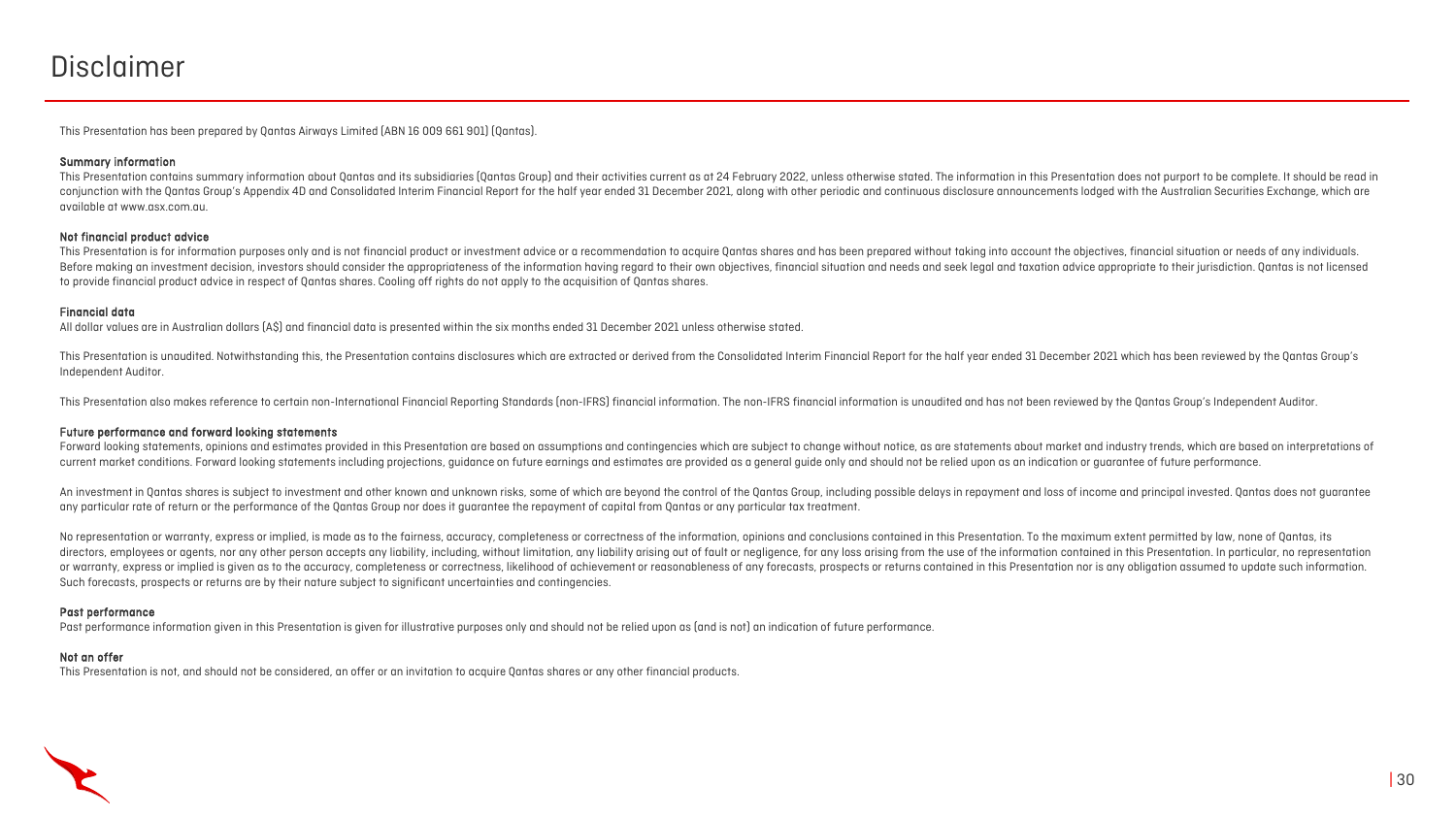# Disclaimer

This Presentation has been prepared by Qantas Airways Limited (ABN 16 009 661 901) (Qantas).

### Summary information

This Presentation contains summary information about Qantas and its subsidiaries (Qantas Group) and their activities current as at 24 February 2022, unless otherwise stated. The information in this Presentation does not purport to be complete. It should be read in conjunction with the Qantas Group's Appendix 4D and Consolidated Interim Financial Report for the half year ended 31 December 2021, along with other periodic and continuous disclosure announcements lodged with the Australian Securities Exchange, which are available at www.asx.com.au.

### Not financial product advice

This Presentation is for information purposes only and is not financial product or investment advice or a recommendation to acquire Qantas shares and has been prepared without taking into account the objectives, financial situation or needs of any individuals. Before making an investment decision, investors should consider the appropriateness of the information having regard to their own objectives, financial situation and needs and seek legal and taxation advice appropriate to their jurisdiction. Qantas is not licensed to provide financial product advice in respect of Qantas shares. Cooling off rights do not apply to the acquisition of Qantas shares.

### Financial data

All dollar values are in Australian dollars (A$) and financial data is presented within the six months ended 31 December 2021 unless otherwise stated.

This Presentation is unaudited. Notwithstanding this, the Presentation contains disclosures which are extracted or derived from the Consolidated Interim Financial Report for the half year ended 31 December 2021 which has been reviewed by the Qantas Group's Independent Auditor.

This Presentation also makes reference to certain non-International Financial Reporting Standards (non-IFRS) financial information. The non-IFRS financial information is unaudited and has not been reviewed by the Qantas Group's Independent Auditor.

### Future performance and forward looking statements

Forward looking statements, opinions and estimates provided in this Presentation are based on assumptions and contingencies which are subject to change without notice, as are statements about market and industry trends, which are based on interpretations of current market conditions. Forward looking statements including projections, guidance on future earnings and estimates are provided as a general guide only and should not be relied upon as an indication or guarantee of future performance.

An investment in Qantas shares is subject to investment and other known and unknown risks, some of which are beyond the control of the Qantas Group, including possible delays in repayment and loss of income and principal invested. Qantas does not guarantee any particular rate of return or the performance of the Qantas Group nor does it guarantee the repayment of capital from Qantas or any particular tax treatment.

No representation or warranty, express or implied, is made as to the fairness, accuracy, completeness or correctness of the information, opinions and conclusions contained in this Presentation. To the maximum extent permitted by law, none of Qantas, its directors, employees or agents, nor any other person accepts any liability, including, without limitation, any liability arising out of fault or negligence, for any loss arising from the use of the information contained in this Presentation. In particular, no representation or warranty, express or implied is given as to the accuracy, completeness or correctness, likelihood of achievement or reasonableness of any forecasts, prospects or returns contained in this Presentation nor is any obligation assumed to update such information. Such forecasts, prospects or returns are by their nature subject to significant uncertainties and contingencies.

### Past performance

Past performance information given in this Presentation is given for illustrative purposes only and should not be relied upon as (and is not) an indication of future performance.

### Not an offer

This Presentation is not, and should not be considered, an offer or an invitation to acquire Qantas shares or any other financial products.